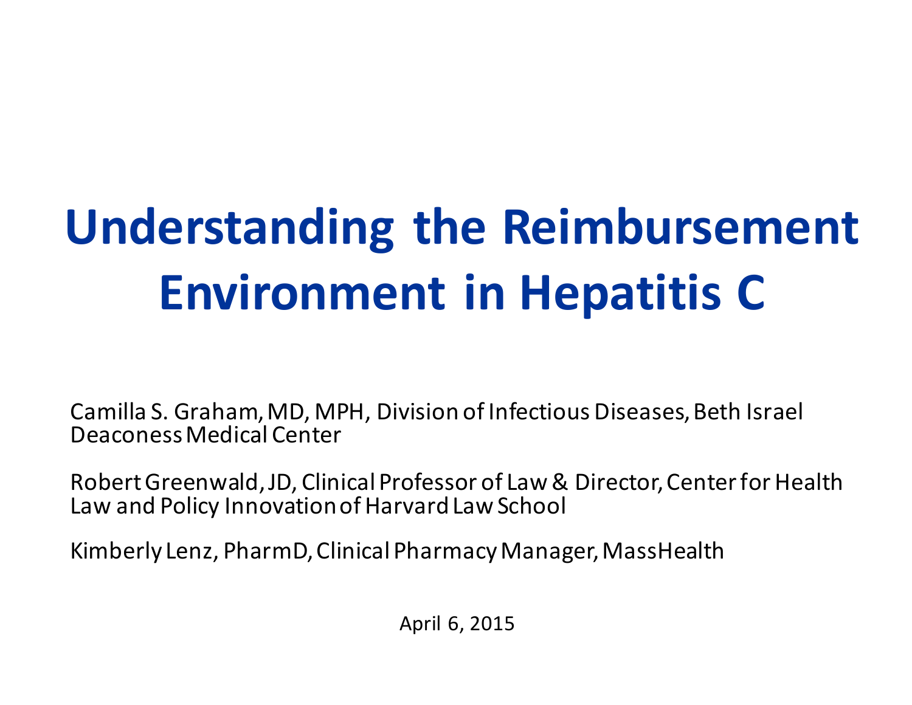# Understanding the Reimbursement Environment in Hepatitis C

Camilla S. Graham, MD, MPH, Division of Infectious Diseases, Beth Israel Deaconess Medical Center

Robert Greenwald, JD, Clinical Professor of Law & Director, Center for Health Law and Policy Innovation of Harvard Law School

Kimberly Lenz, PharmD, Clinical Pharmacy Manager, MassHealth

April 6, 2015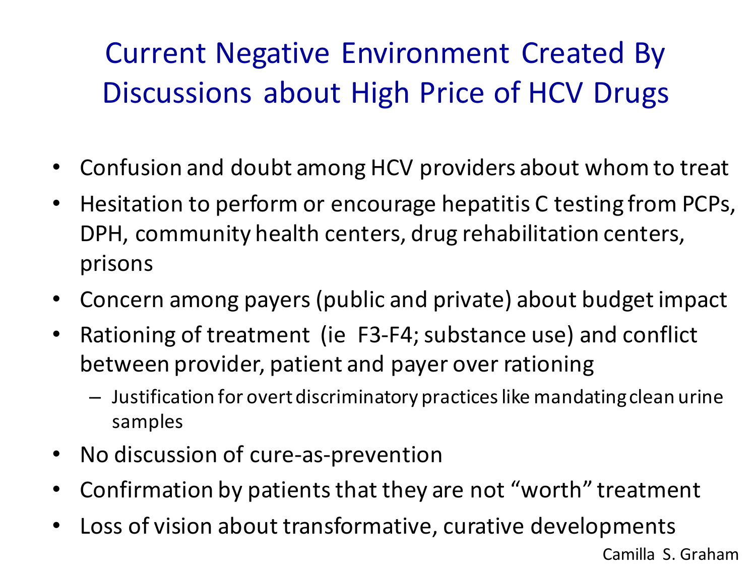# Current Negative Environment Created By Discussions about High Price of HCV Drugs

- Confusion and doubt among HCV providers about whom to treat
- Hesitation to perform or encourage hepatitis C testing from PCPs, DPH, community health centers, drug rehabilitation centers, prisons
- Concern among payers (public and private) about budget impact
- Rationing of treatment (ie F3-F4; substance use) and conflict between provider, patient and payer over rationing
  - Justification for overt discriminatory practices like mandating clean urine samples
- No discussion of cure-as-prevention
- Confirmation by patients that they are not "worth" treatment
- Loss of vision about transformative, curative developments

Camilla S. Graham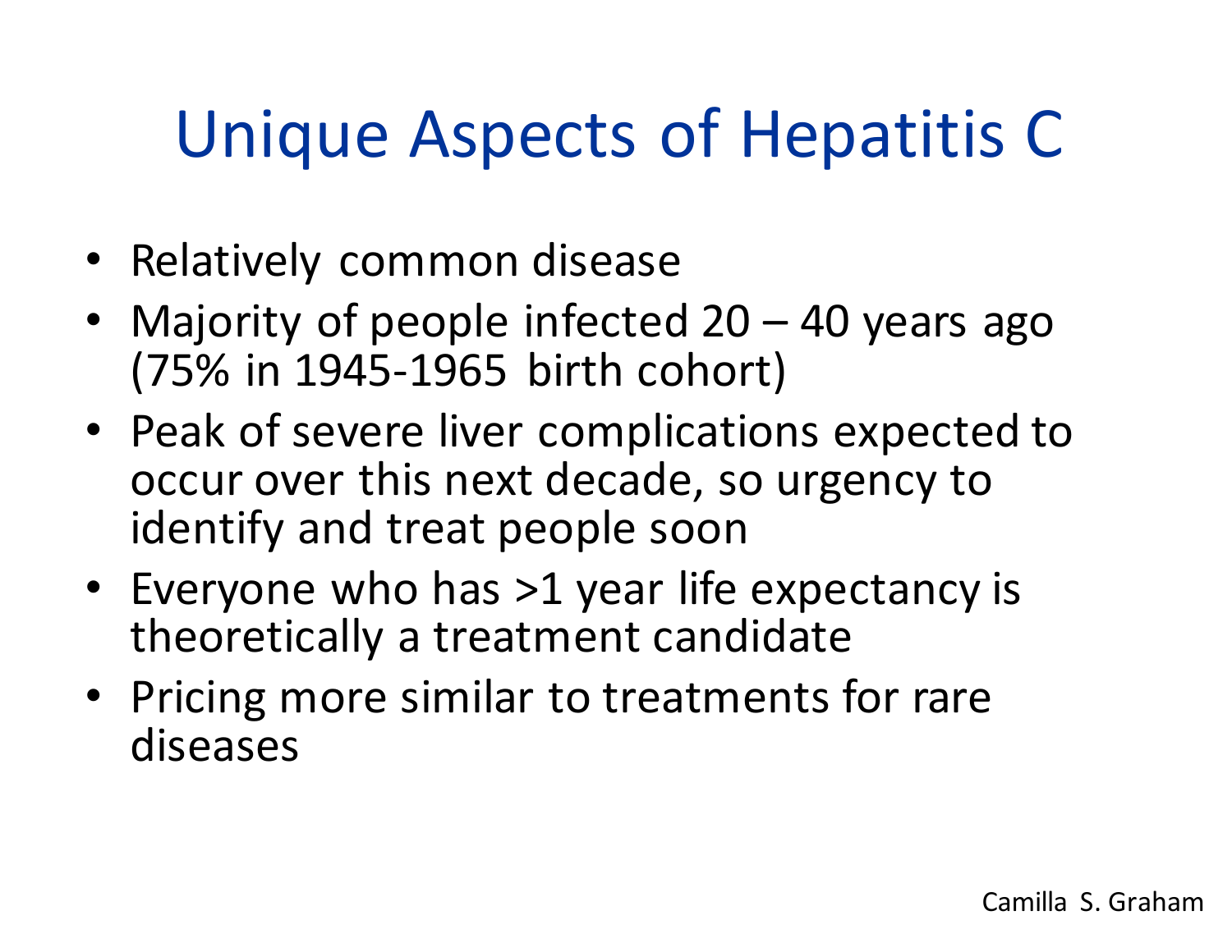# Unique Aspects of Hepatitis C

- Relatively common disease
- Majority of people infected 20 – 40 years ago (75% in 1945-1965 birth cohort)
- Peak of severe liver complications expected to occur over this next decade, so urgency to identify and treat people soon
- Everyone who has >1 year life expectancy is theoretically a treatment candidate
- Pricing more similar to treatments for rare diseases

Camilla S. Graham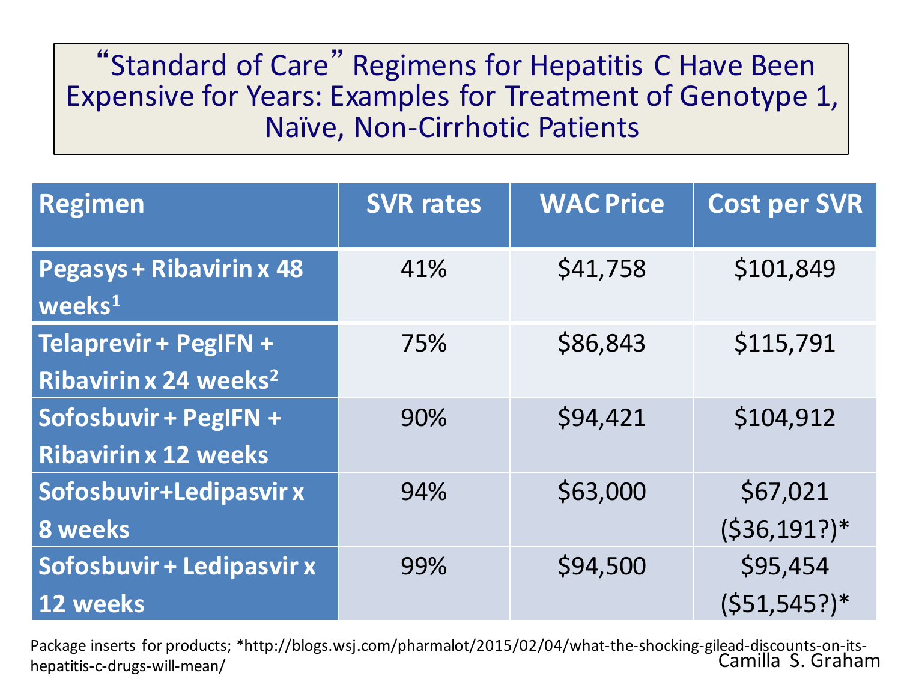# “Standard of Care” Regimens for Hepatitis C Have Been Expensive for Years: Examples for Treatment of Genotype 1, Naïve, Non-Cirrhotic Patients

| Regimen | SVR rates | WAC Price | Cost per SVR |
|---|---|---|---|
| Pegasys + Ribavirin x 48 weeks[1] | 41% | $41,758 | $101,849 |
| Telaprevir + PegIFN + Ribavirin x 24 weeks[2] | 75% | $86,843 | $115,791 |
| Sofosbuvir + PegIFN + Ribavirin x 12 weeks | 90% | $94,421 | $104,912 |
| Sofosbuvir+Ledipasvir x 8 weeks | 94% | $63,000 | $67,021 ($36,191?)* |
| Sofosbuvir + Ledipasvir x 12 weeks | 99% | $94,500 | $95,454 ($51,545?)* |

Package inserts for products; *http://blogs.wsj.com/pharmalot/2015/02/04/what-the-shocking-gilead-discounts-on-its-hepatitis-c-drugs-will-mean/

Camilla S. Graham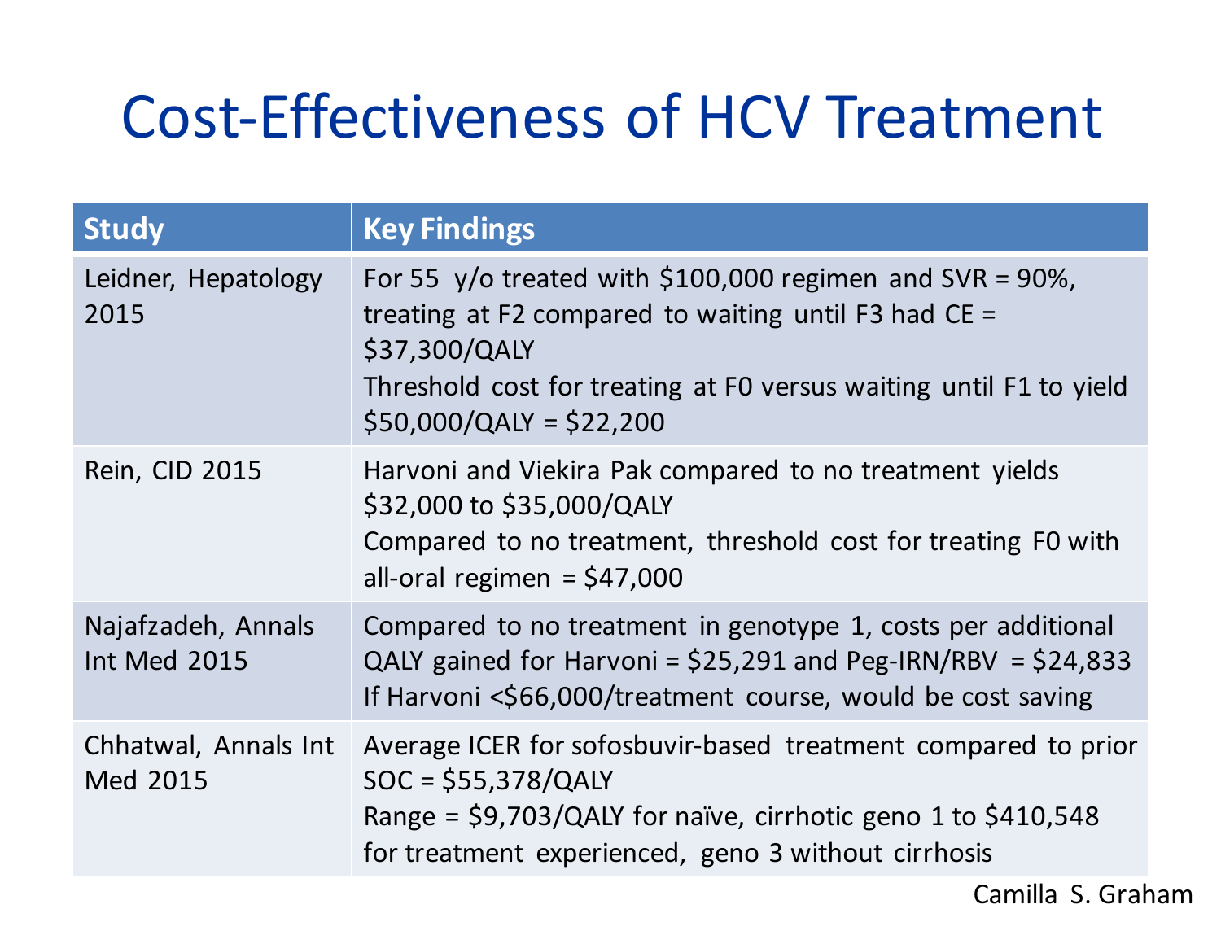# Cost-Effectiveness of HCV Treatment

| Study | Key Findings |
| --- | --- |
| Leidner, Hepatology 2015 | For 55 y/o treated with $100,000 regimen and SVR = 90%, treating at F2 compared to waiting until F3 had CE = $37,300/QALY<br>Threshold cost for treating at F0 versus waiting until F1 to yield $50,000/QALY = $22,200 |
| Rein, CID 2015 | Harvoni and Viekira Pak compared to no treatment yields $32,000 to $35,000/QALY<br>Compared to no treatment, threshold cost for treating F0 with all-oral regimen = $47,000 |
| Najafzadeh, Annals Int Med 2015 | Compared to no treatment in genotype 1, costs per additional QALY gained for Harvoni = $25,291 and Peg-IRN/RBV = $24,833<br>If Harvoni <$66,000/treatment course, would be cost saving |
| Chhatwal, Annals Int Med 2015 | Average ICER for sofosbuvir-based treatment compared to prior SOC = $55,378/QALY<br>Range = $9,703/QALY for naïve, cirrhotic geno 1 to $410,548 for treatment experienced, geno 3 without cirrhosis |

Camilla S. Graham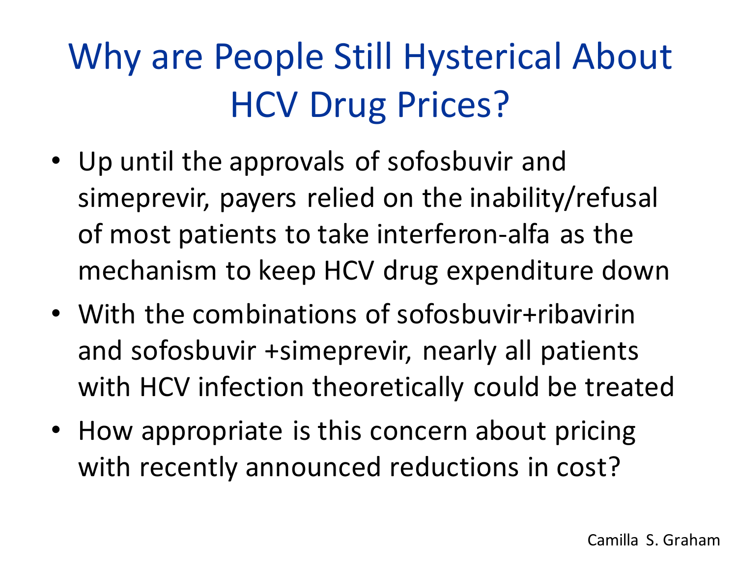# Why are People Still Hysterical About HCV Drug Prices?

- Up until the approvals of sofosbuvir and simeprevir, payers relied on the inability/refusal of most patients to take interferon-alfa as the mechanism to keep HCV drug expenditure down
- With the combinations of sofosbuvir+ribavirin and sofosbuvir +simeprevir, nearly all patients with HCV infection theoretically could be treated
- How appropriate is this concern about pricing with recently announced reductions in cost?

Camilla S. Graham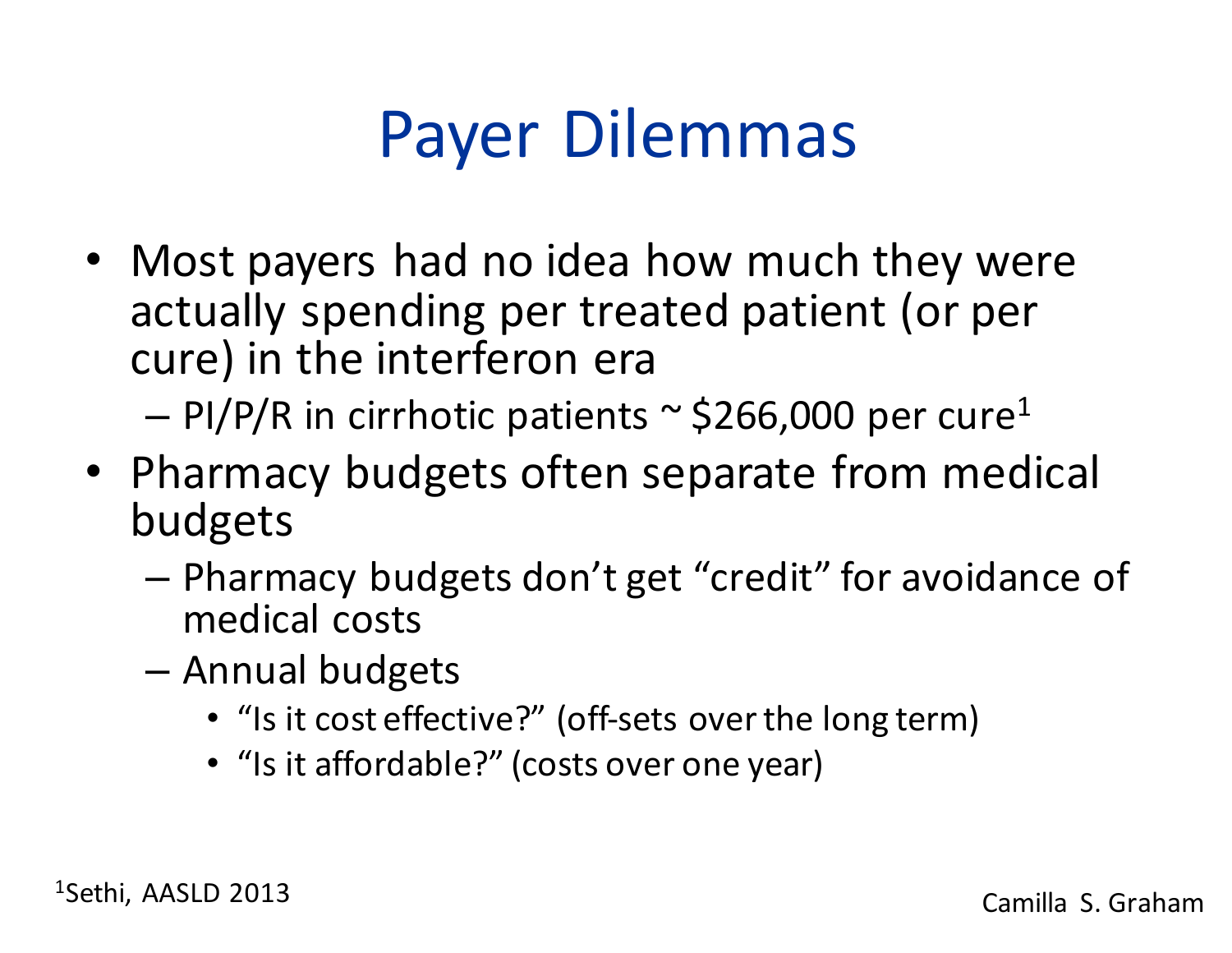# Payer Dilemmas

- Most payers had no idea how much they were actually spending per treated patient (or per cure) in the interferon era
  - PI/P/R in cirrhotic patients ~ $266,000 per cure[1]
- Pharmacy budgets often separate from medical budgets
  - Pharmacy budgets don't get "credit" for avoidance of medical costs
  - Annual budgets
    - "Is it cost effective?" (off-sets over the long term)
    - "Is it affordable?" (costs over one year)

[1]Sethi, AASLD 2013

Camilla S. Graham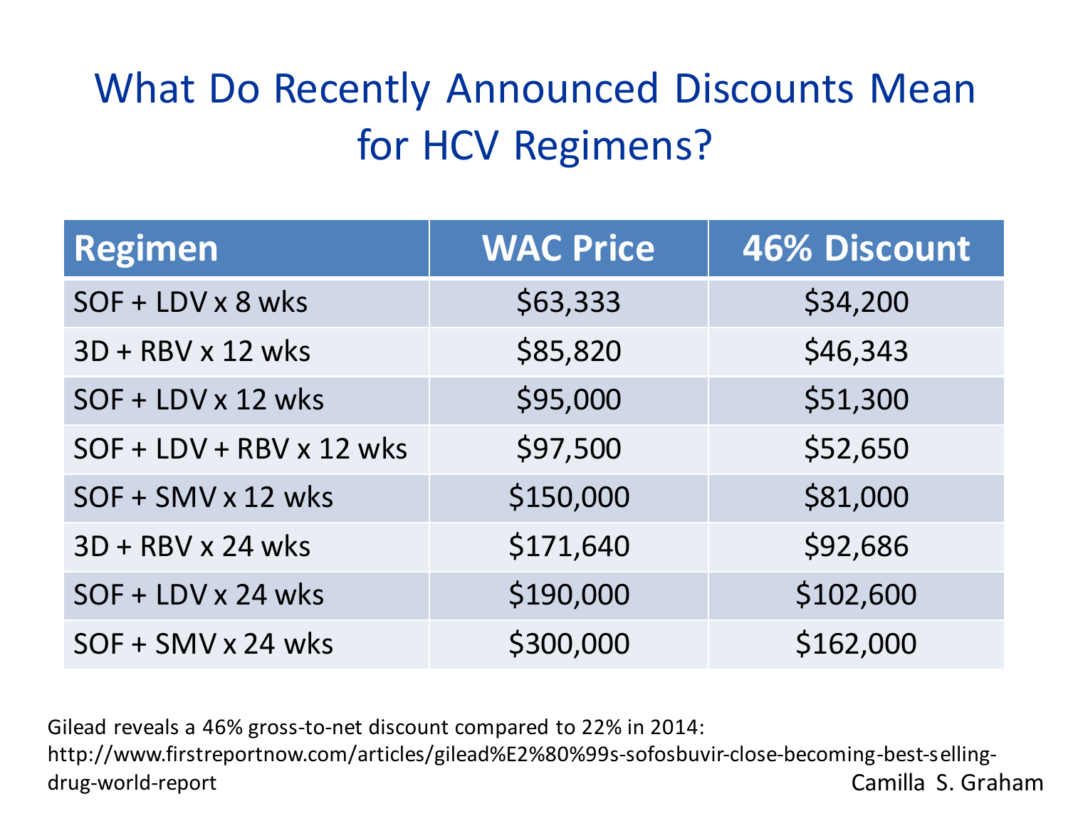# What Do Recently Announced Discounts Mean for HCV Regimens?

| Regimen | WAC Price | 46% Discount |
|---|---|---|
| SOF + LDV x 8 wks | $63,333 | $34,200 |
| 3D + RBV x 12 wks | $85,820 | $46,343 |
| SOF + LDV x 12 wks | $95,000 | $51,300 |
| SOF + LDV + RBV x 12 wks | $97,500 | $52,650 |
| SOF + SMV x 12 wks | $150,000 | $81,000 |
| 3D + RBV x 24 wks | $171,640 | $92,686 |
| SOF + LDV x 24 wks | $190,000 | $102,600 |
| SOF + SMV x 24 wks | $300,000 | $162,000 |

Gilead reveals a 46% gross-to-net discount compared to 22% in 2014: http://www.firstreportnow.com/articles/gilead%E2%80%99s-sofosbuvir-close-becoming-best-selling-drug-world-report

Camilla S. Graham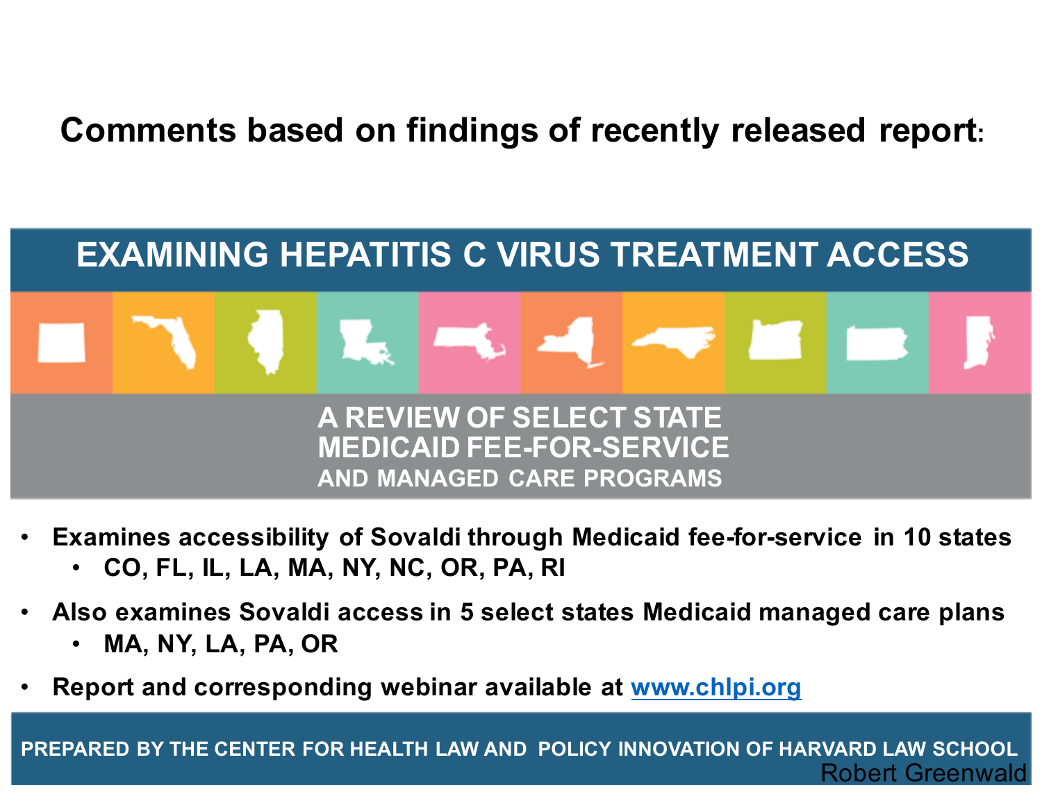## Comments based on findings of recently released report:

**EXAMINING HEPATITIS C VIRUS TREATMENT ACCESS**

**A REVIEW OF SELECT STATE MEDICAID FEE-FOR-SERVICE AND MANAGED CARE PROGRAMS**

- **Examines accessibility of Sovaldi through Medicaid fee-for-service in 10 states**
  - **CO, FL, IL, LA, MA, NY, NC, OR, PA, RI**
- **Also examines Sovaldi access in 5 select states Medicaid managed care plans**
  - **MA, NY, LA, PA, OR**
- **Report and corresponding webinar available at [www.chlpi.org](www.chlpi.org)**

**PREPARED BY THE CENTER FOR HEALTH LAW AND POLICY INNOVATION OF HARVARD LAW SCHOOL**

Robert Greenwald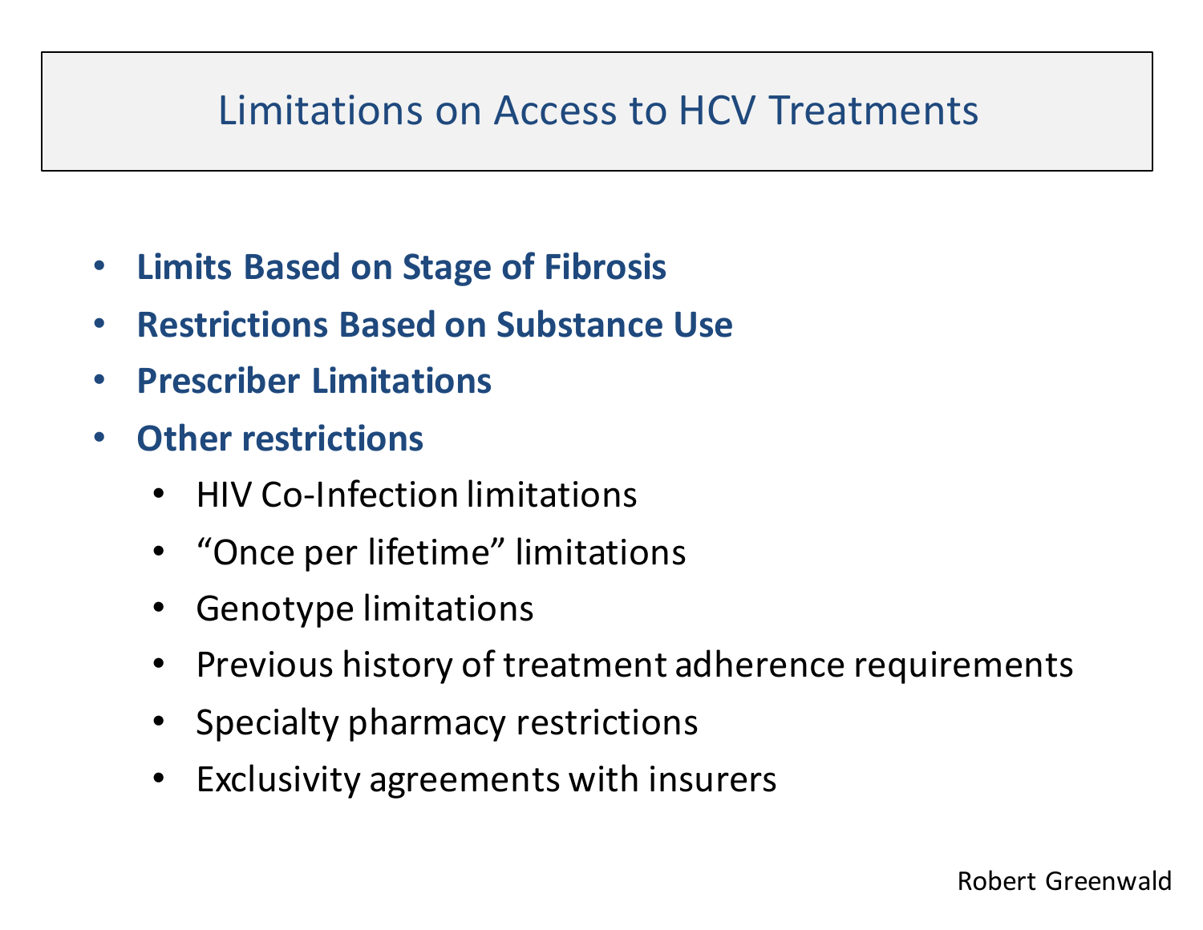# Limitations on Access to HCV Treatments

- **Limits Based on Stage of Fibrosis**
- **Restrictions Based on Substance Use**
- **Prescriber Limitations**
- **Other restrictions**
  - HIV Co-Infection limitations
  - “Once per lifetime” limitations
  - Genotype limitations
  - Previous history of treatment adherence requirements
  - Specialty pharmacy restrictions
  - Exclusivity agreements with insurers

Robert Greenwald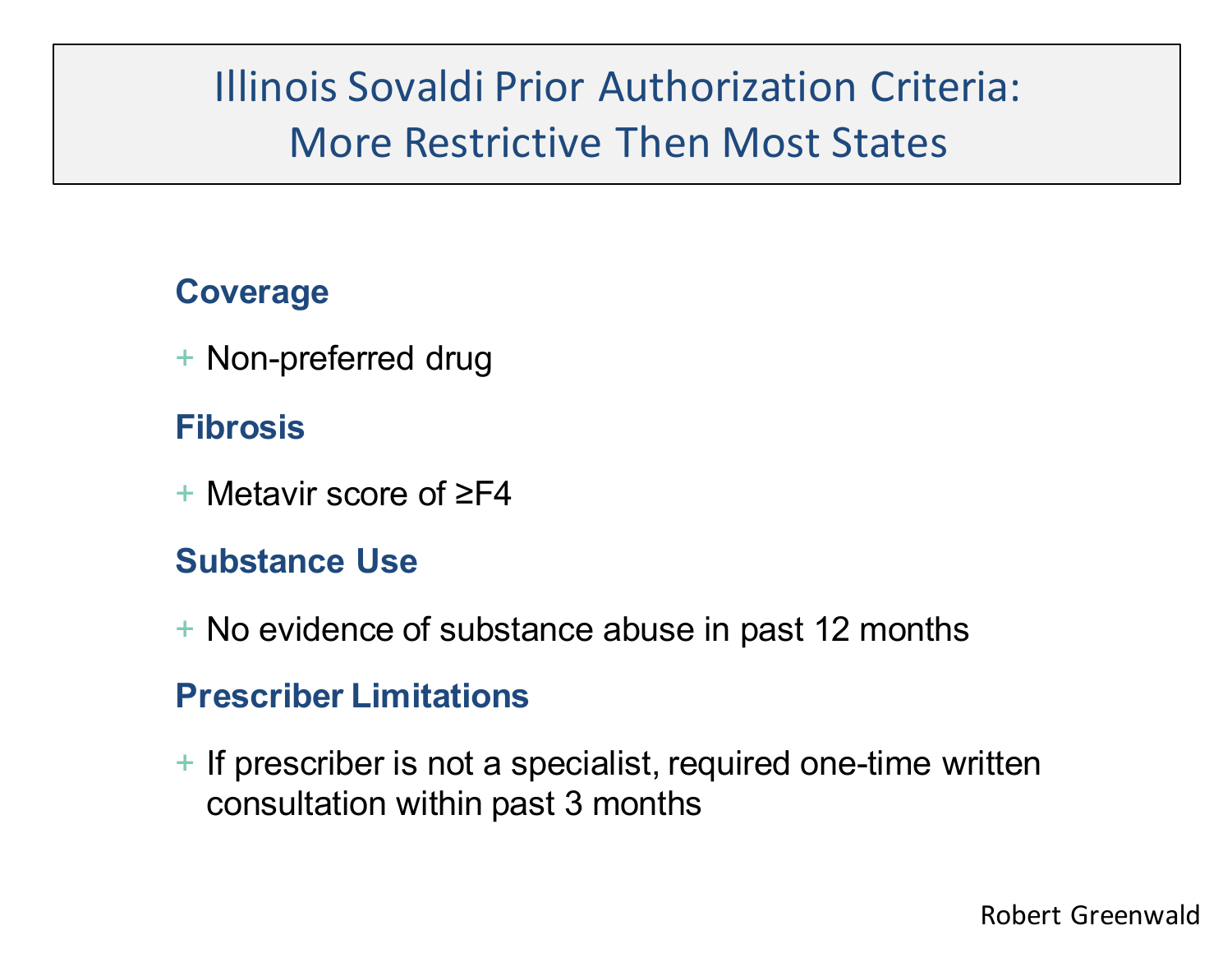# Illinois Sovaldi Prior Authorization Criteria: More Restrictive Then Most States

### Coverage

+ Non-preferred drug

### Fibrosis

+ Metavir score of ≥F4

### Substance Use

+ No evidence of substance abuse in past 12 months

### Prescriber Limitations

+ If prescriber is not a specialist, required one-time written consultation within past 3 months

Robert Greenwald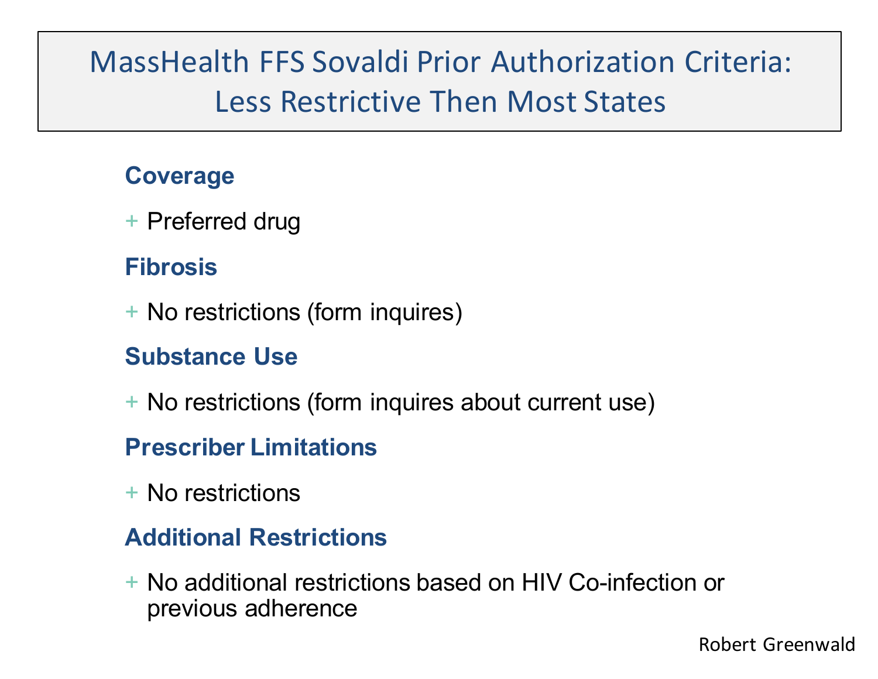# MassHealth FFS Sovaldi Prior Authorization Criteria: Less Restrictive Then Most States

**Coverage**

+ Preferred drug

**Fibrosis**

+ No restrictions (form inquires)

**Substance Use**

+ No restrictions (form inquires about current use)

**Prescriber Limitations**

+ No restrictions

**Additional Restrictions**

+ No additional restrictions based on HIV Co-infection or previous adherence

Robert Greenwald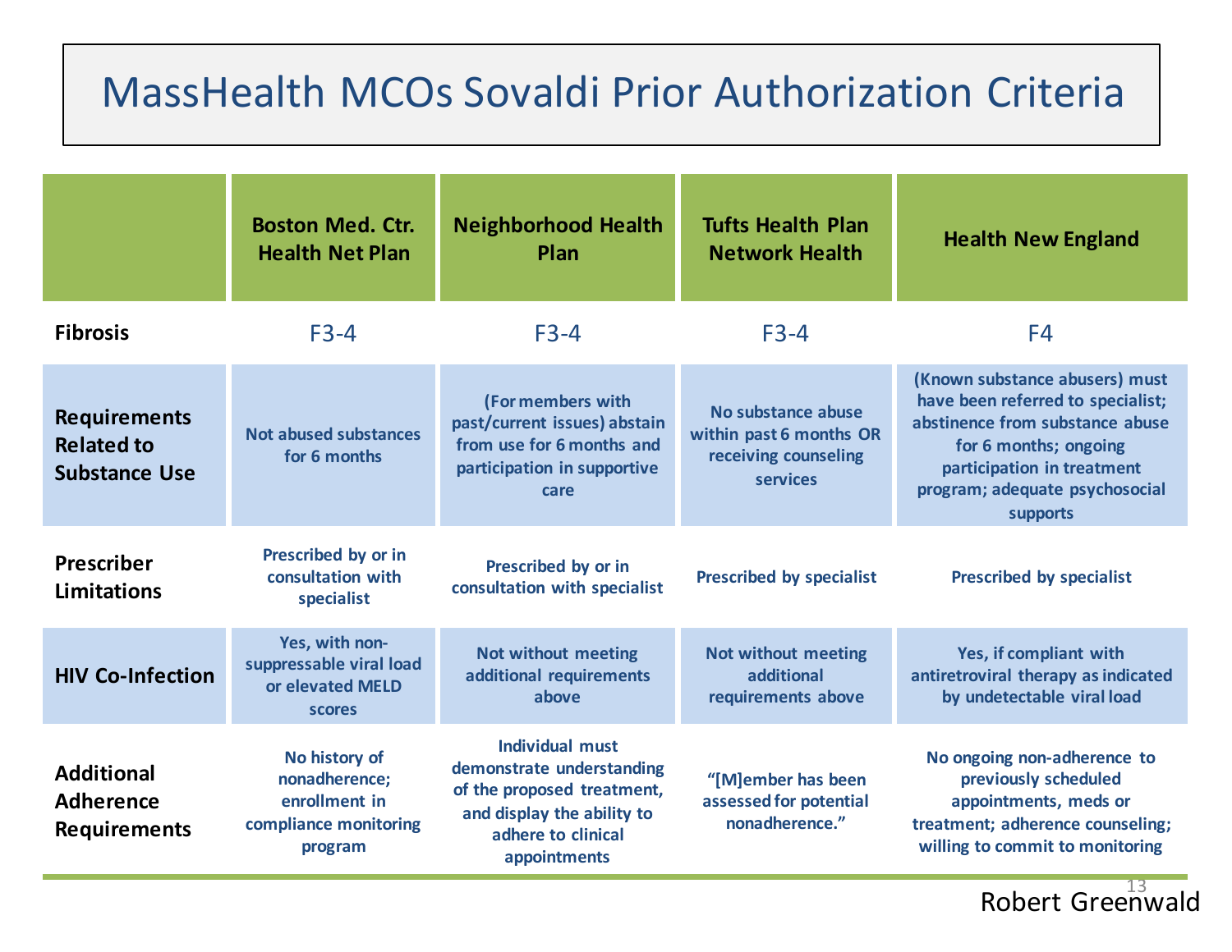# MassHealth MCOs Sovaldi Prior Authorization Criteria

| | Boston Med. Ctr. Health Net Plan | Neighborhood Health Plan | Tufts Health Plan Network Health | Health New England |
|---|---|---|---|---|
| **Fibrosis** | F3-4 | F3-4 | F3-4 | F4 |
| **Requirements Related to Substance Use** | Not abused substances for 6 months | (For members with past/current issues) abstain from use for 6 months and participation in supportive care | No substance abuse within past 6 months OR receiving counseling services | (Known substance abusers) must have been referred to specialist; abstinence from substance abuse for 6 months; ongoing participation in treatment program; adequate psychosocial supports |
| **Prescriber Limitations** | Prescribed by or in consultation with specialist | Prescribed by or in consultation with specialist | Prescribed by specialist | Prescribed by specialist |
| **HIV Co-Infection** | Yes, with non-suppressable viral load or elevated MELD scores | Not without meeting additional requirements above | Not without meeting additional requirements above | Yes, if compliant with antiretroviral therapy as indicated by undetectable viral load |
| **Additional Adherence Requirements** | No history of nonadherence; enrollment in compliance monitoring program | Individual must demonstrate understanding of the proposed treatment, and display the ability to adhere to clinical appointments | "[M]ember has been assessed for potential nonadherence." | No ongoing non-adherence to previously scheduled appointments, meds or treatment; adherence counseling; willing to commit to monitoring |

Robert Greenwald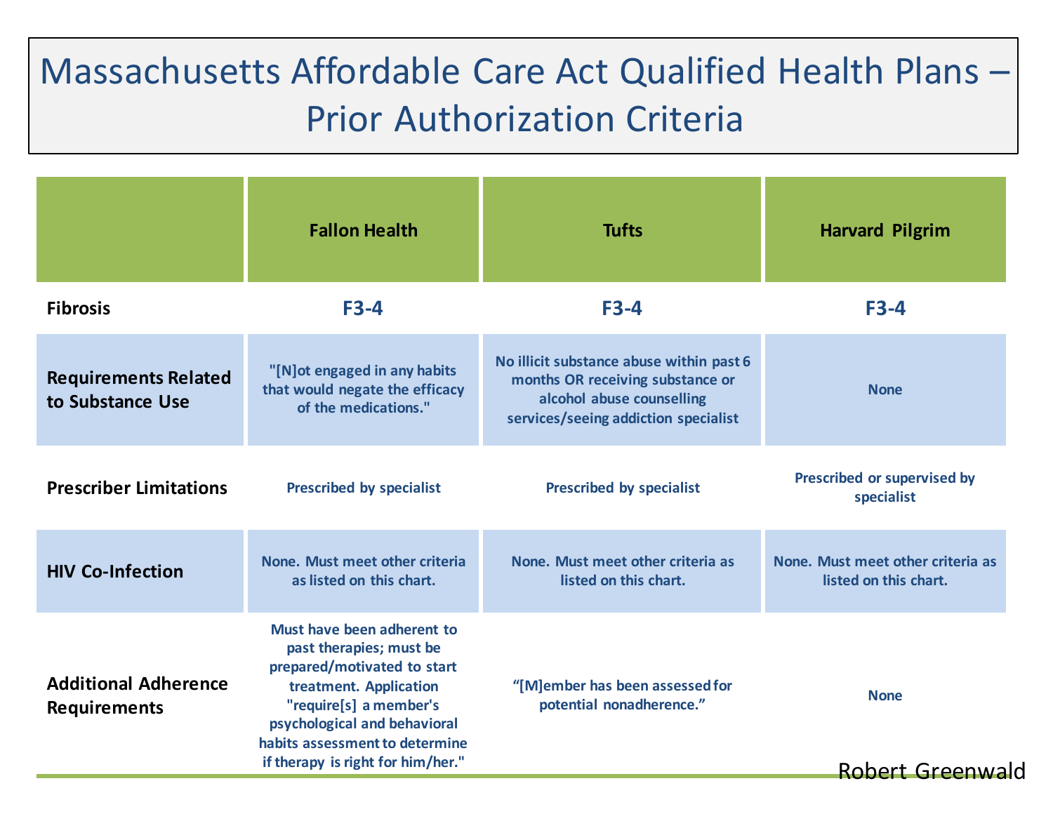# Massachusetts Affordable Care Act Qualified Health Plans – Prior Authorization Criteria

| | Fallon Health | Tufts | Harvard Pilgrim |
|---|---|---|---|
| Fibrosis | F3-4 | F3-4 | F3-4 |
| Requirements Related to Substance Use | "[N]ot engaged in any habits that would negate the efficacy of the medications." | No illicit substance abuse within past 6 months OR receiving substance or alcohol abuse counselling services/seeing addiction specialist | None |
| Prescriber Limitations | Prescribed by specialist | Prescribed by specialist | Prescribed or supervised by specialist |
| HIV Co-Infection | None. Must meet other criteria as listed on this chart. | None. Must meet other criteria as listed on this chart. | None. Must meet other criteria as listed on this chart. |
| Additional Adherence Requirements | Must have been adherent to past therapies; must be prepared/motivated to start treatment. Application "require[s] a member's psychological and behavioral habits assessment to determine if therapy is right for him/her." | "[M]ember has been assessed for potential nonadherence." | None |

Robert Greenwald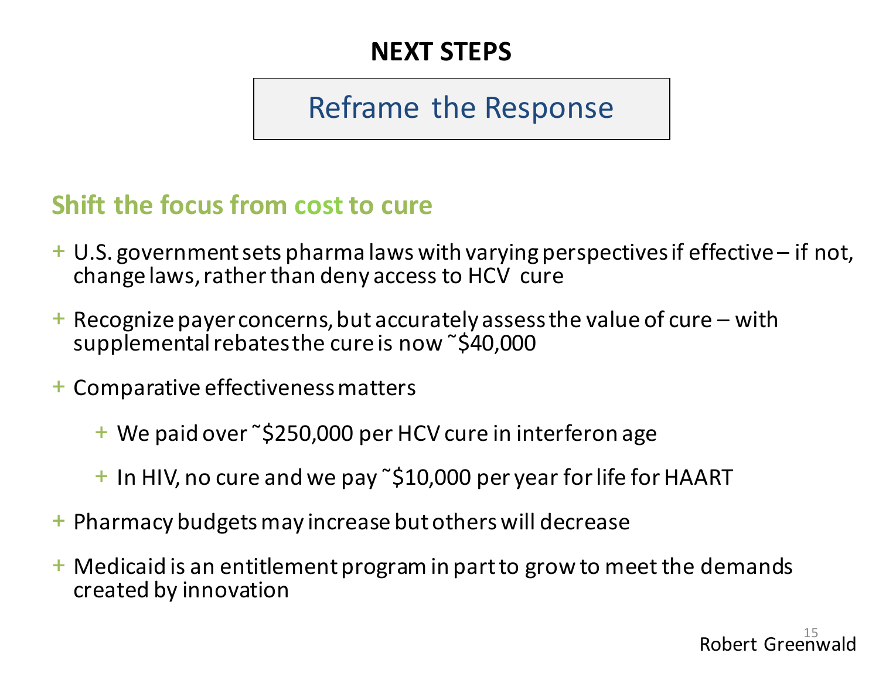# NEXT STEPS

## Reframe the Response

### Shift the focus from cost to cure

- U.S. government sets pharma laws with varying perspectives if effective – if not, change laws, rather than deny access to HCV cure
- Recognize payer concerns, but accurately assess the value of cure – with supplemental rebates the cure is now ˜$40,000
- Comparative effectiveness matters
  - We paid over ˜$250,000 per HCV cure in interferon age
  - In HIV, no cure and we pay ˜$10,000 per year for life for HAART
- Pharmacy budgets may increase but others will decrease
- Medicaid is an entitlement program in part to grow to meet the demands created by innovation

Robert Greenwald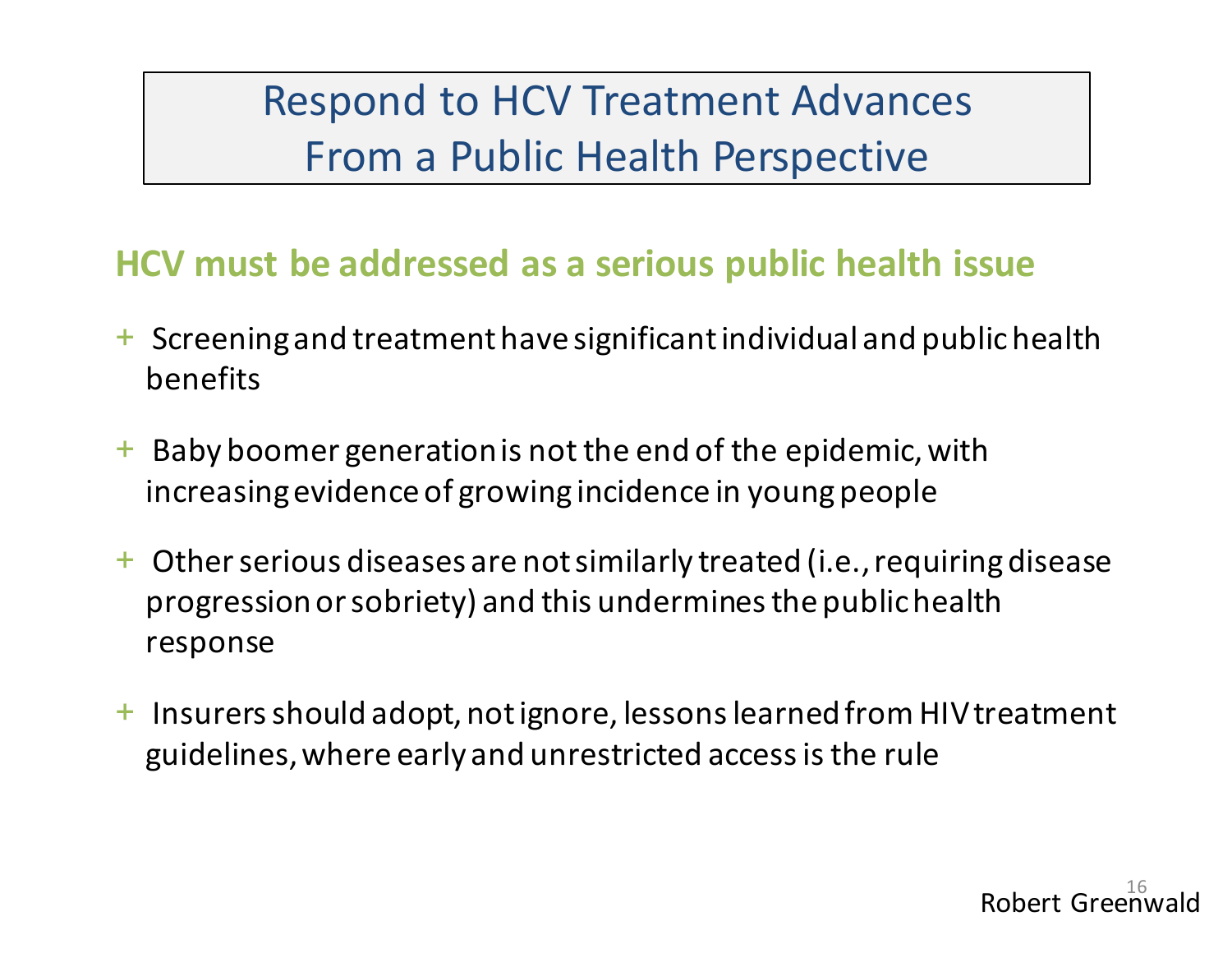# Respond to HCV Treatment Advances From a Public Health Perspective

## HCV must be addressed as a serious public health issue

- Screening and treatment have significant individual and public health benefits
- Baby boomer generation is not the end of the epidemic, with increasing evidence of growing incidence in young people
- Other serious diseases are not similarly treated (i.e., requiring disease progression or sobriety) and this undermines the public health response
- Insurers should adopt, not ignore, lessons learned from HIV treatment guidelines, where early and unrestricted access is the rule

Robert Greenwald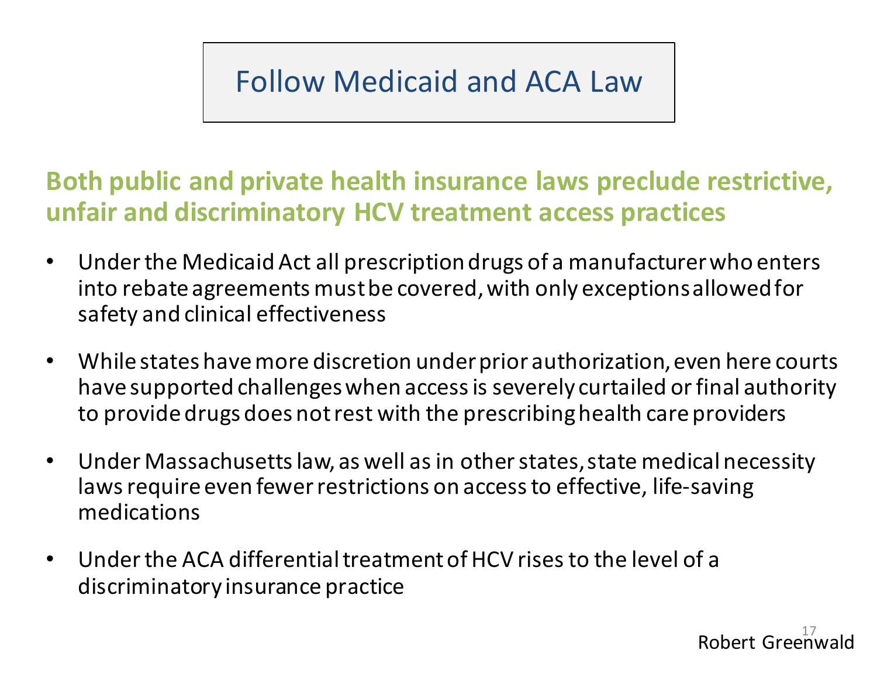# Follow Medicaid and ACA Law

**Both public and private health insurance laws preclude restrictive, unfair and discriminatory HCV treatment access practices**

- Under the Medicaid Act all prescription drugs of a manufacturer who enters into rebate agreements must be covered, with only exceptions allowed for safety and clinical effectiveness
- While states have more discretion under prior authorization, even here courts have supported challenges when access is severely curtailed or final authority to provide drugs does not rest with the prescribing health care providers
- Under Massachusetts law, as well as in other states, state medical necessity laws require even fewer restrictions on access to effective, life-saving medications
- Under the ACA differential treatment of HCV rises to the level of a discriminatory insurance practice

Robert Greenwald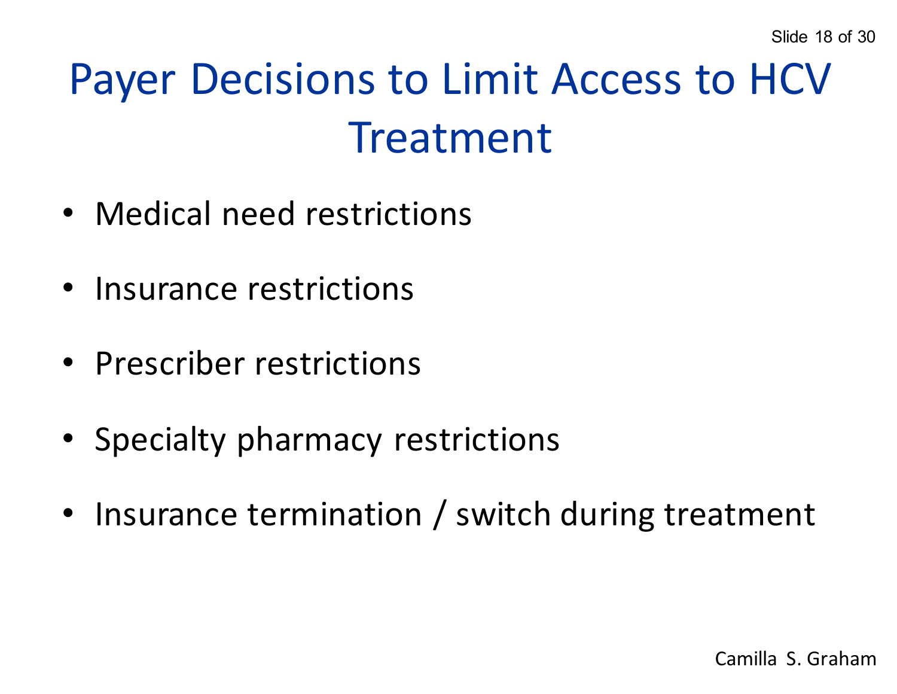# Payer Decisions to Limit Access to HCV Treatment

- Medical need restrictions
- Insurance restrictions
- Prescriber restrictions
- Specialty pharmacy restrictions
- Insurance termination / switch during treatment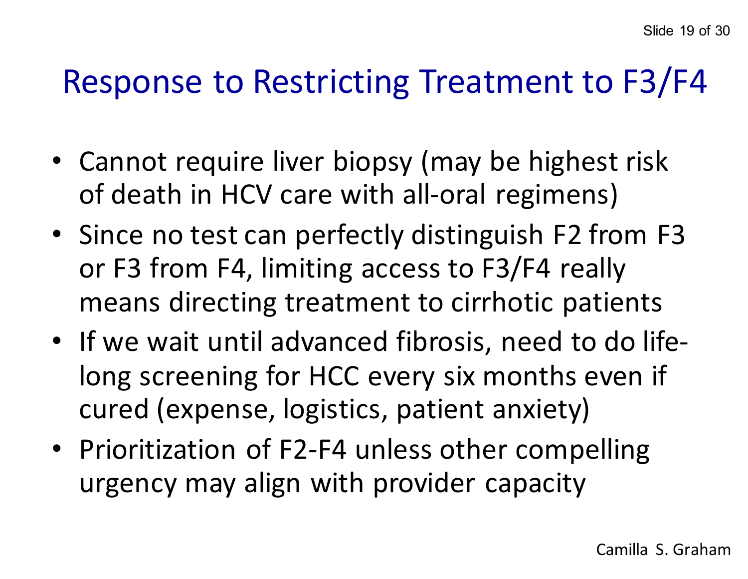# Response to Restricting Treatment to F3/F4

- Cannot require liver biopsy (may be highest risk of death in HCV care with all-oral regimens)
- Since no test can perfectly distinguish F2 from F3 or F3 from F4, limiting access to F3/F4 really means directing treatment to cirrhotic patients
- If we wait until advanced fibrosis, need to do life-long screening for HCC every six months even if cured (expense, logistics, patient anxiety)
- Prioritization of F2-F4 unless other compelling urgency may align with provider capacity

Camilla S. Graham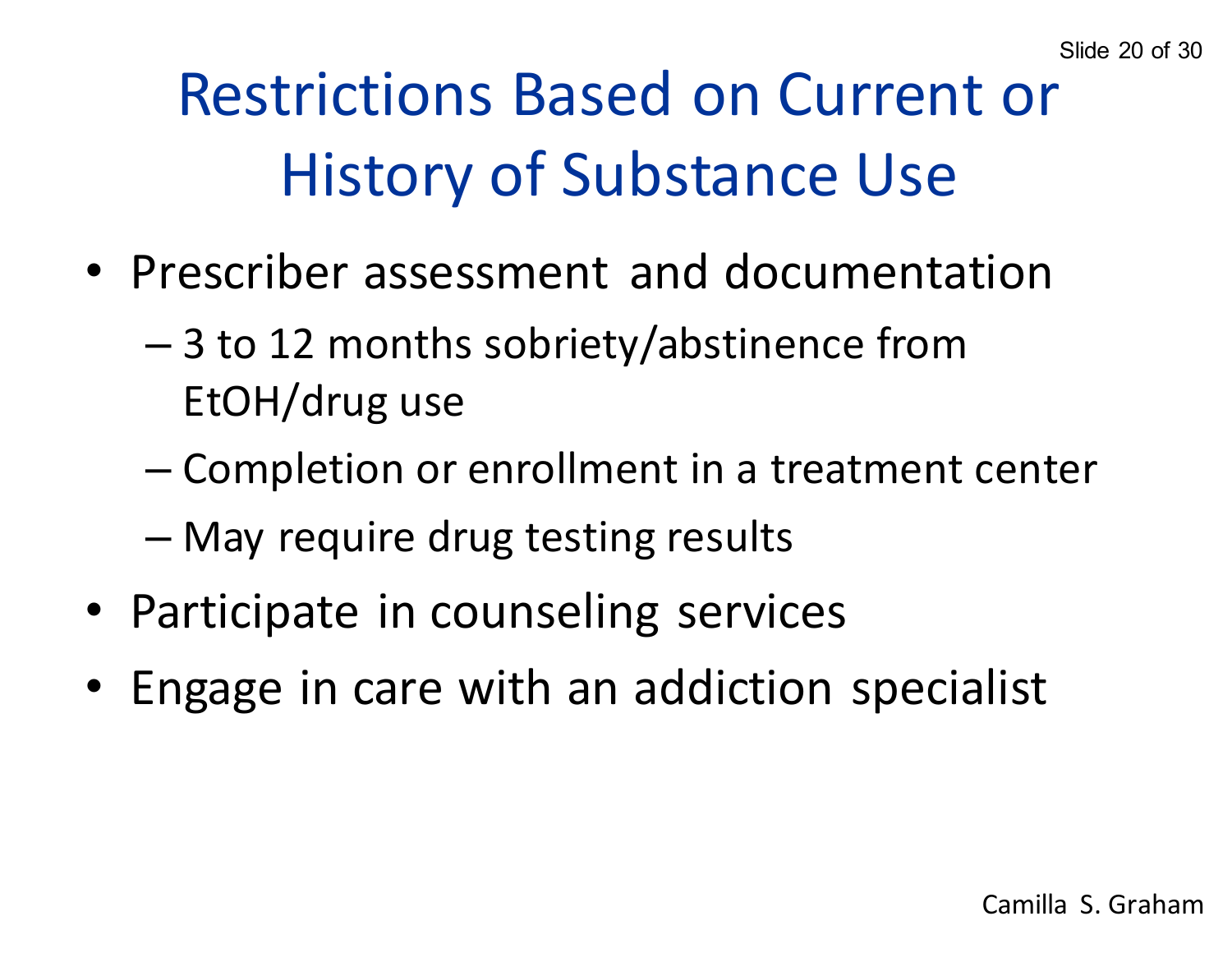# Restrictions Based on Current or History of Substance Use

- Prescriber assessment and documentation
  - 3 to 12 months sobriety/abstinence from EtOH/drug use
  - Completion or enrollment in a treatment center
  - May require drug testing results
- Participate in counseling services
- Engage in care with an addiction specialist

Camilla S. Graham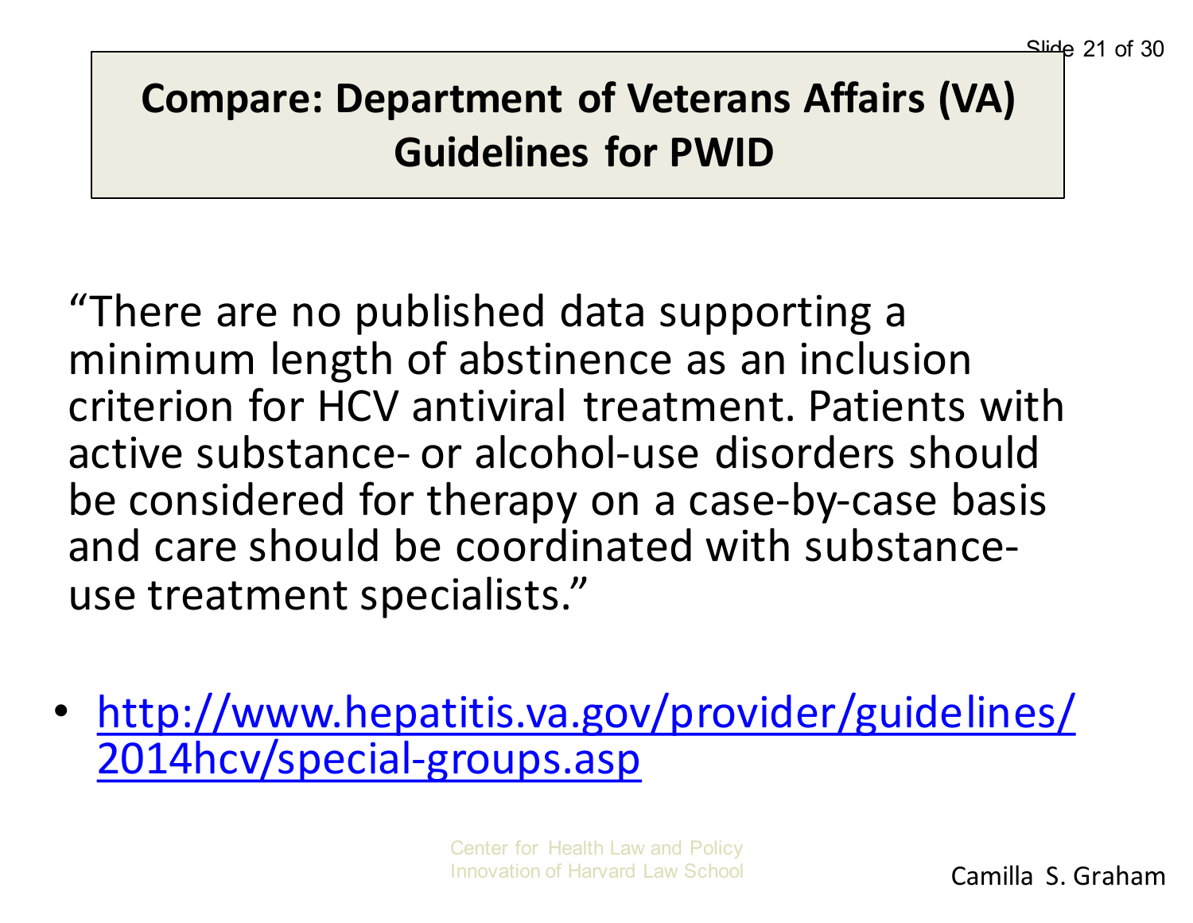# Compare: Department of Veterans Affairs (VA) Guidelines for PWID

"There are no published data supporting a minimum length of abstinence as an inclusion criterion for HCV antiviral treatment. Patients with active substance- or alcohol-use disorders should be considered for therapy on a case-by-case basis and care should be coordinated with substance-use treatment specialists."

- http://www.hepatitis.va.gov/provider/guidelines/2014hcv/special-groups.asp

Center for Health Law and Policy Innovation of Harvard Law School

Camilla S. Graham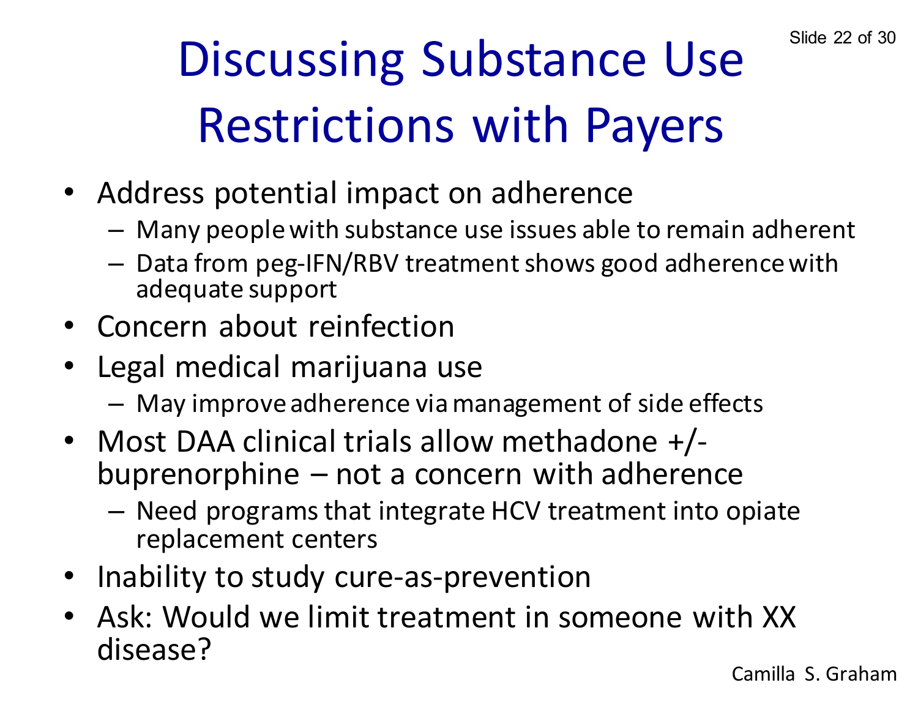# Discussing Substance Use Restrictions with Payers

- Address potential impact on adherence
  - Many people with substance use issues able to remain adherent
  - Data from peg-IFN/RBV treatment shows good adherence with adequate support
- Concern about reinfection
- Legal medical marijuana use
  - May improve adherence via management of side effects
- Most DAA clinical trials allow methadone +/- buprenorphine – not a concern with adherence
  - Need programs that integrate HCV treatment into opiate replacement centers
- Inability to study cure-as-prevention
- Ask: Would we limit treatment in someone with XX disease?

Camilla S. Graham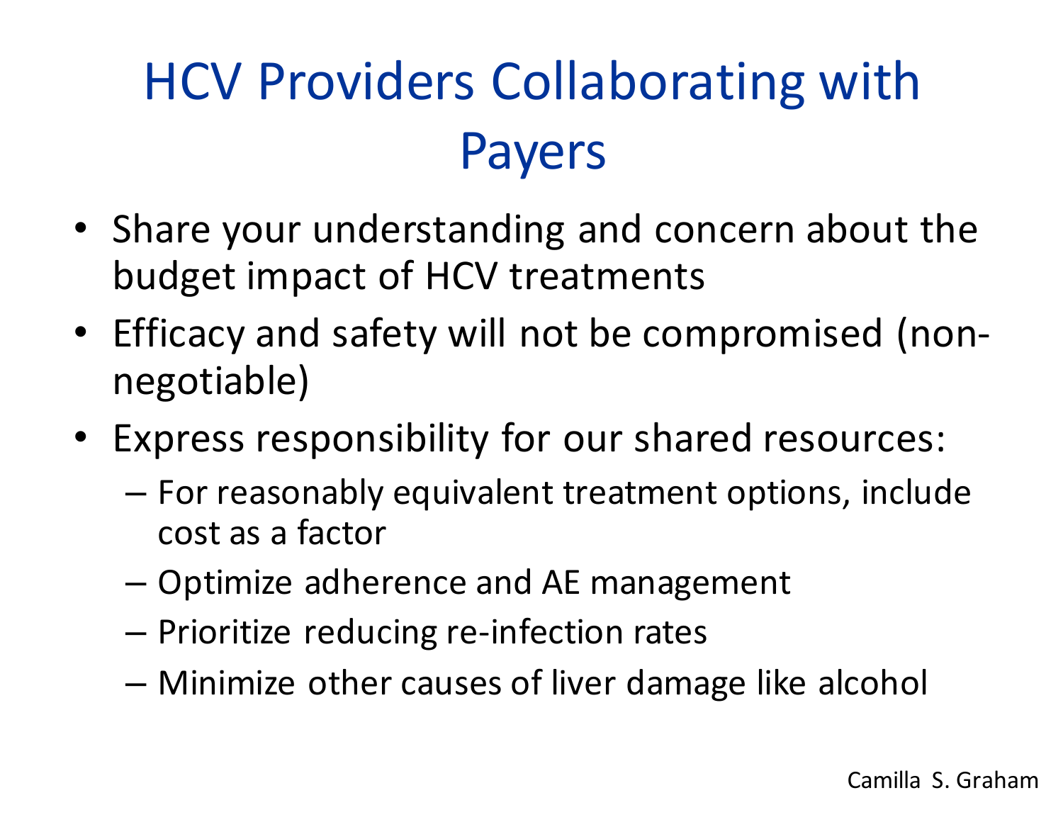# HCV Providers Collaborating with Payers

- Share your understanding and concern about the budget impact of HCV treatments
- Efficacy and safety will not be compromised (non-negotiable)
- Express responsibility for our shared resources:
  - For reasonably equivalent treatment options, include cost as a factor
  - Optimize adherence and AE management
  - Prioritize reducing re-infection rates
  - Minimize other causes of liver damage like alcohol

Camilla S. Graham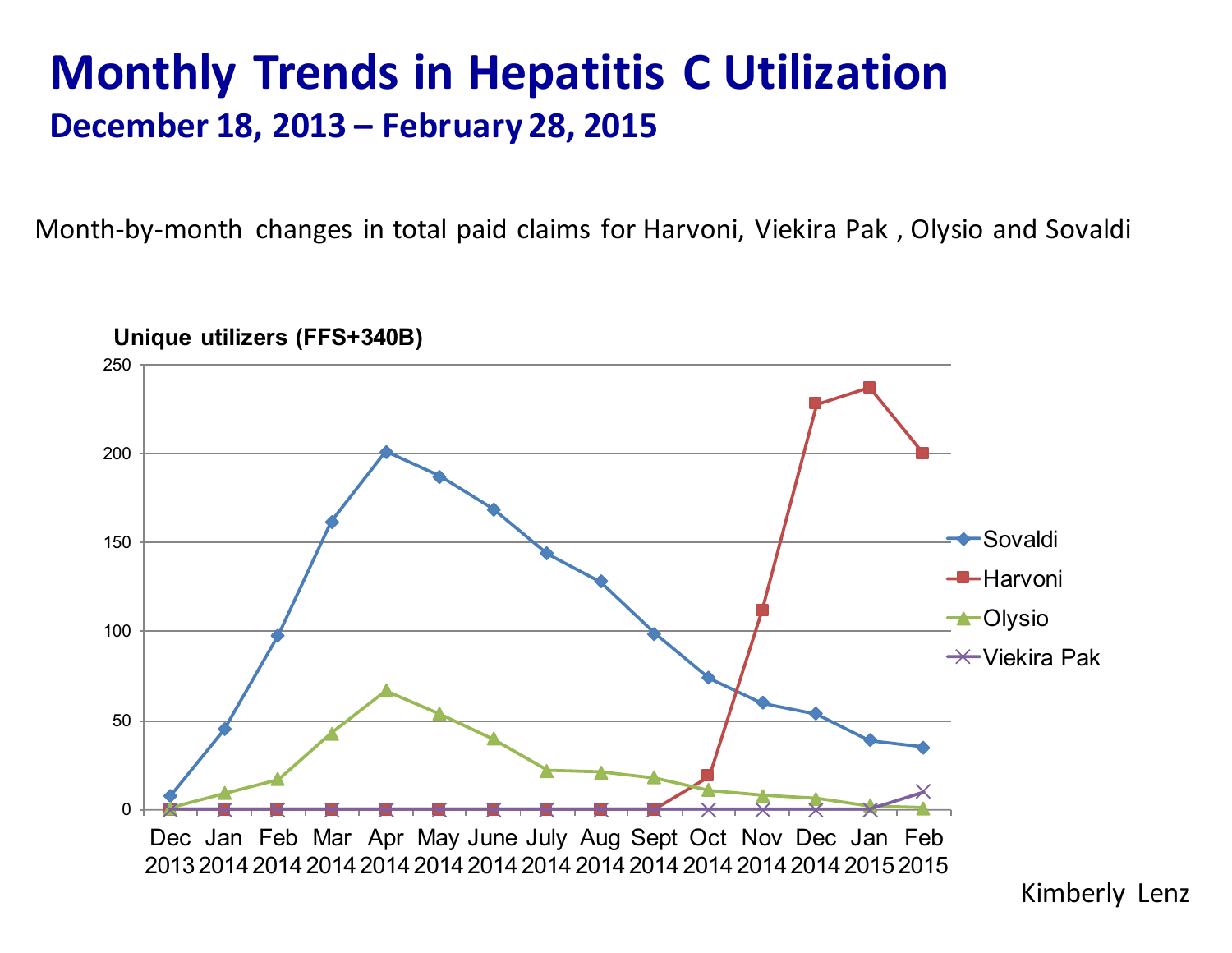# Monthly Trends in Hepatitis C Utilization

## December 18, 2013 – February 28, 2015

Month-by-month changes in total paid claims for Harvoni, Viekira Pak , Olysio and Sovaldi

**Unique utilizers (FFS+340B)**

| Month | Sovaldi | Harvoni | Olysio | Viekira Pak |
|---|---|---|---|---|
| Dec 2013 | 8 | 0 | 0 | 0 |
| Jan 2014 | 45 | 0 | 9 | 0 |
| Feb 2014 | 97 | 0 | 17 | 0 |
| Mar 2014 | 161 | 0 | 43 | 0 |
| Apr 2014 | 201 | 0 | 67 | 0 |
| May 2014 | 187 | 0 | 54 | 0 |
| June 2014 | 168 | 0 | 40 | 0 |
| July 2014 | 144 | 0 | 22 | 0 |
| Aug 2014 | 128 | 0 | 21 | 0 |
| Sept 2014 | 98 | 0 | 18 | 0 |
| Oct 2014 | 74 | 19 | 11 | 0 |
| Nov 2014 | 60 | 112 | 8 | 0 |
| Dec 2014 | 54 | 228 | 6 | 0 |
| Jan 2015 | 39 | 237 | 2 | 0 |
| Feb 2015 | 35 | 200 | 1 | 10 |

Kimberly Lenz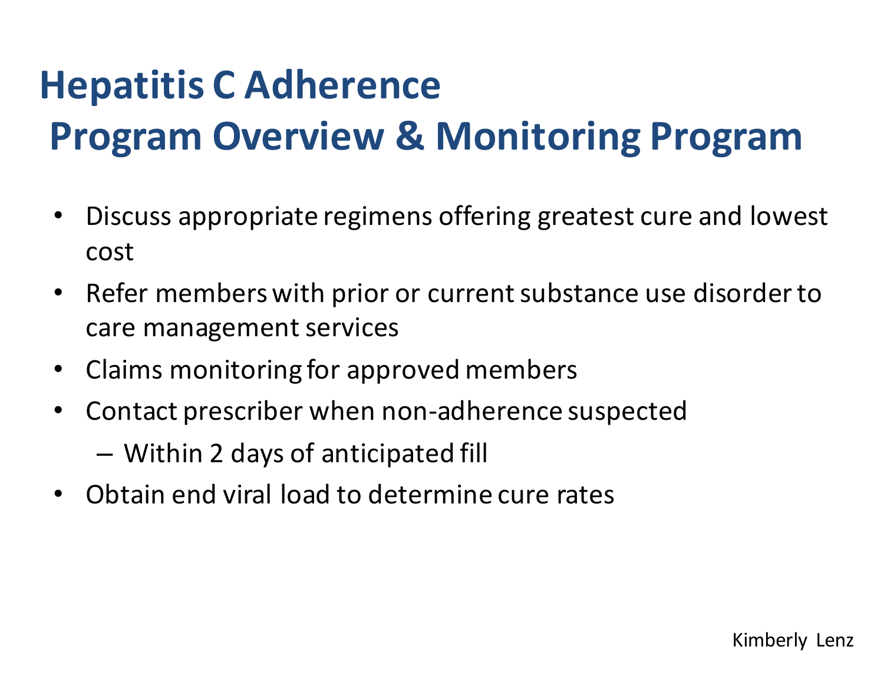# Hepatitis C Adherence Program Overview & Monitoring Program

- Discuss appropriate regimens offering greatest cure and lowest cost
- Refer members with prior or current substance use disorder to care management services
- Claims monitoring for approved members
- Contact prescriber when non-adherence suspected
  - Within 2 days of anticipated fill
- Obtain end viral load to determine cure rates

Kimberly Lenz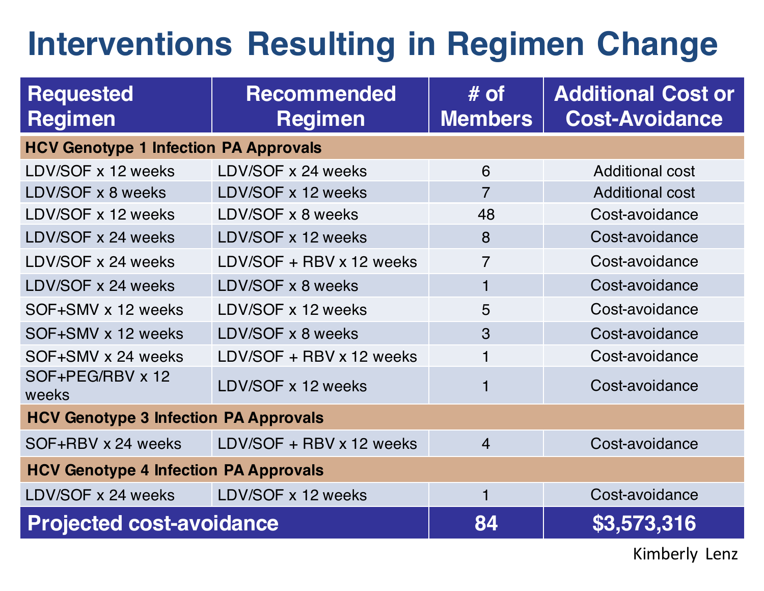# Interventions Resulting in Regimen Change

| Requested Regimen | Recommended Regimen | # of Members | Additional Cost or Cost-Avoidance |
|---|---|---|---|
| **HCV Genotype 1 Infection PA Approvals** | | | |
| LDV/SOF x 12 weeks | LDV/SOF x 24 weeks | 6 | Additional cost |
| LDV/SOF x 8 weeks | LDV/SOF x 12 weeks | 7 | Additional cost |
| LDV/SOF x 12 weeks | LDV/SOF x 8 weeks | 48 | Cost-avoidance |
| LDV/SOF x 24 weeks | LDV/SOF x 12 weeks | 8 | Cost-avoidance |
| LDV/SOF x 24 weeks | LDV/SOF + RBV x 12 weeks | 7 | Cost-avoidance |
| LDV/SOF x 24 weeks | LDV/SOF x 8 weeks | 1 | Cost-avoidance |
| SOF+SMV x 12 weeks | LDV/SOF x 12 weeks | 5 | Cost-avoidance |
| SOF+SMV x 12 weeks | LDV/SOF x 8 weeks | 3 | Cost-avoidance |
| SOF+SMV x 24 weeks | LDV/SOF + RBV x 12 weeks | 1 | Cost-avoidance |
| SOF+PEG/RBV x 12 weeks | LDV/SOF x 12 weeks | 1 | Cost-avoidance |
| **HCV Genotype 3 Infection PA Approvals** | | | |
| SOF+RBV x 24 weeks | LDV/SOF + RBV x 12 weeks | 4 | Cost-avoidance |
| **HCV Genotype 4 Infection PA Approvals** | | | |
| LDV/SOF x 24 weeks | LDV/SOF x 12 weeks | 1 | Cost-avoidance |
| **Projected cost-avoidance** | | **84** | **$3,573,316** |

Kimberly Lenz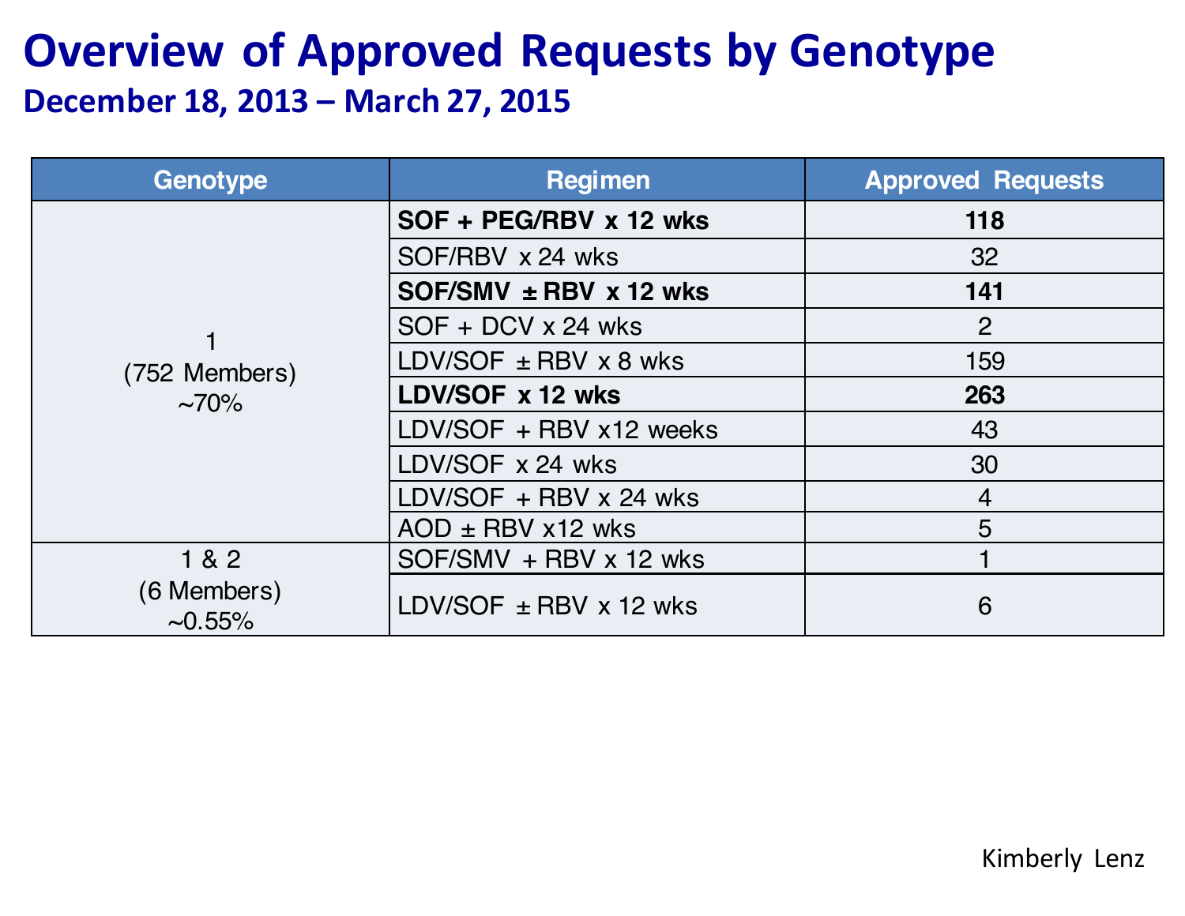# Overview of Approved Requests by Genotype

## December 18, 2013 – March 27, 2015

| Genotype | Regimen | Approved Requests |
|---|---|---|
| 1 (752 Members) ~70% | **SOF + PEG/RBV x 12 wks** | **118** |
| | SOF/RBV x 24 wks | 32 |
| | **SOF/SMV ± RBV x 12 wks** | **141** |
| | SOF + DCV x 24 wks | 2 |
| | LDV/SOF ± RBV x 8 wks | 159 |
| | **LDV/SOF x 12 wks** | **263** |
| | LDV/SOF + RBV x12 weeks | 43 |
| | LDV/SOF x 24 wks | 30 |
| | LDV/SOF + RBV x 24 wks | 4 |
| | AOD ± RBV x12 wks | 5 |
| 1 & 2 (6 Members) ~0.55% | SOF/SMV + RBV x 12 wks | 1 |
| | LDV/SOF ± RBV x 12 wks | 6 |

Kimberly Lenz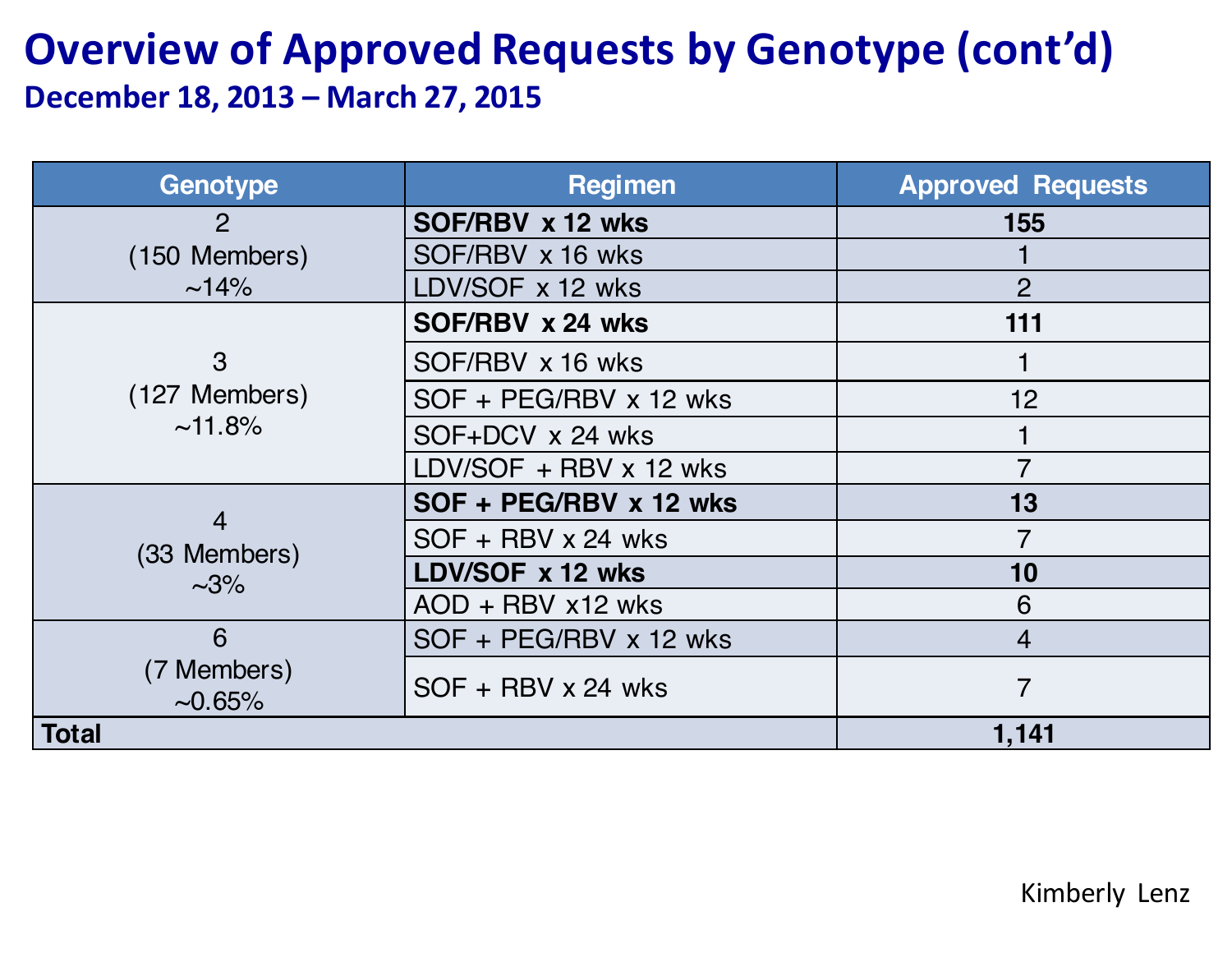# Overview of Approved Requests by Genotype (cont'd)

## December 18, 2013 – March 27, 2015

| Genotype | Regimen | Approved Requests |
|---|---|---|
| 2 (150 Members) ~14% | **SOF/RBV x 12 wks** | **155** |
| | SOF/RBV x 16 wks | 1 |
| | LDV/SOF x 12 wks | 2 |
| 3 (127 Members) ~11.8% | **SOF/RBV x 24 wks** | **111** |
| | SOF/RBV x 16 wks | 1 |
| | SOF + PEG/RBV x 12 wks | 12 |
| | SOF+DCV x 24 wks | 1 |
| | LDV/SOF + RBV x 12 wks | 7 |
| 4 (33 Members) ~3% | **SOF + PEG/RBV x 12 wks** | **13** |
| | SOF + RBV x 24 wks | 7 |
| | **LDV/SOF x 12 wks** | **10** |
| | AOD + RBV x12 wks | 6 |
| 6 (7 Members) ~0.65% | SOF + PEG/RBV x 12 wks | 4 |
| | SOF + RBV x 24 wks | 7 |
| **Total** | | **1,141** |

Kimberly Lenz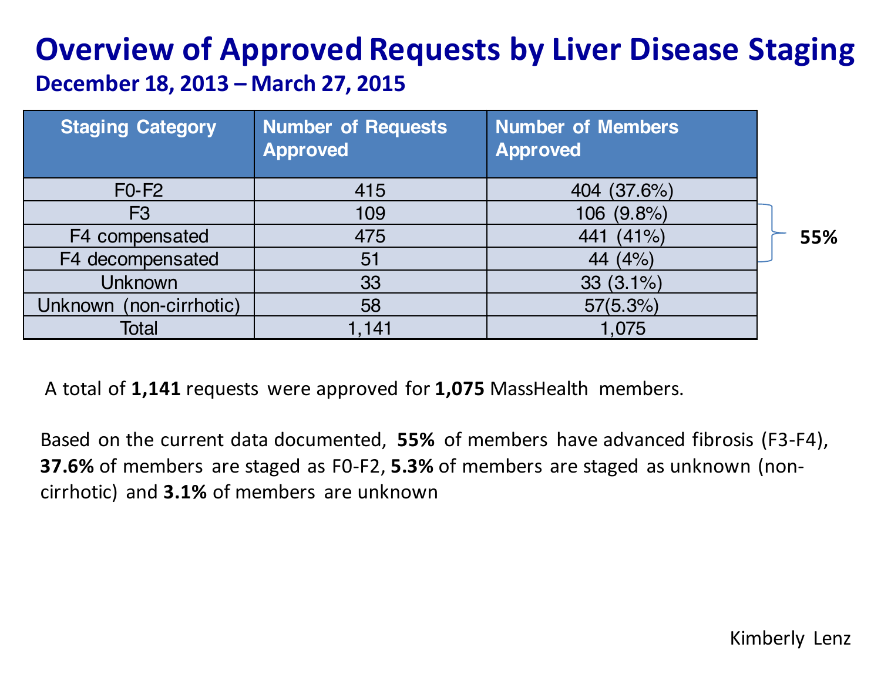# Overview of Approved Requests by Liver Disease Staging

## December 18, 2013 – March 27, 2015

| Staging Category | Number of Requests Approved | Number of Members Approved |
|---|---|---|
| F0-F2 | 415 | 404 (37.6%) |
| F3 | 109 | 106 (9.8%) |
| F4 compensated | 475 | 441 (41%) |
| F4 decompensated | 51 | 44 (4%) |
| Unknown | 33 | 33 (3.1%) |
| Unknown (non-cirrhotic) | 58 | 57(5.3%) |
| Total | 1,141 | 1,075 |

55% (F3, F4 compensated, F4 decompensated)

A total of **1,141** requests were approved for **1,075** MassHealth members.

Based on the current data documented, **55%** of members have advanced fibrosis (F3-F4), **37.6%** of members are staged as F0-F2, **5.3%** of members are staged as unknown (non-cirrhotic) and **3.1%** of members are unknown

Kimberly Lenz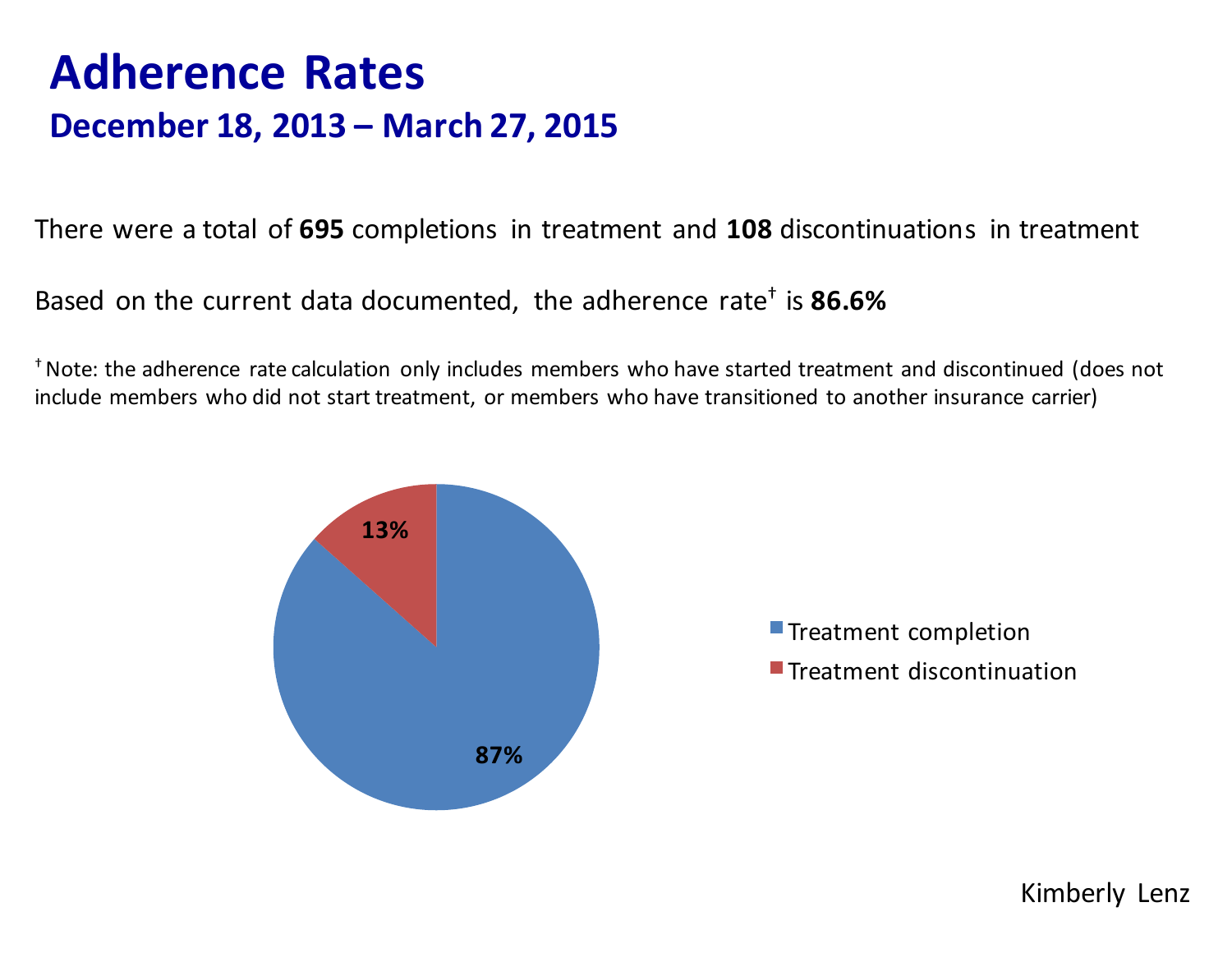# Adherence Rates

## December 18, 2013 – March 27, 2015

There were a total of **695** completions in treatment and **108** discontinuations in treatment

Based on the current data documented, the adherence rate† is **86.6%**

† Note: the adherence rate calculation only includes members who have started treatment and discontinued (does not include members who did not start treatment, or members who have transitioned to another insurance carrier)

| | |
|---|---|
| Treatment completion | 87% |
| Treatment discontinuation | 13% |

Kimberly Lenz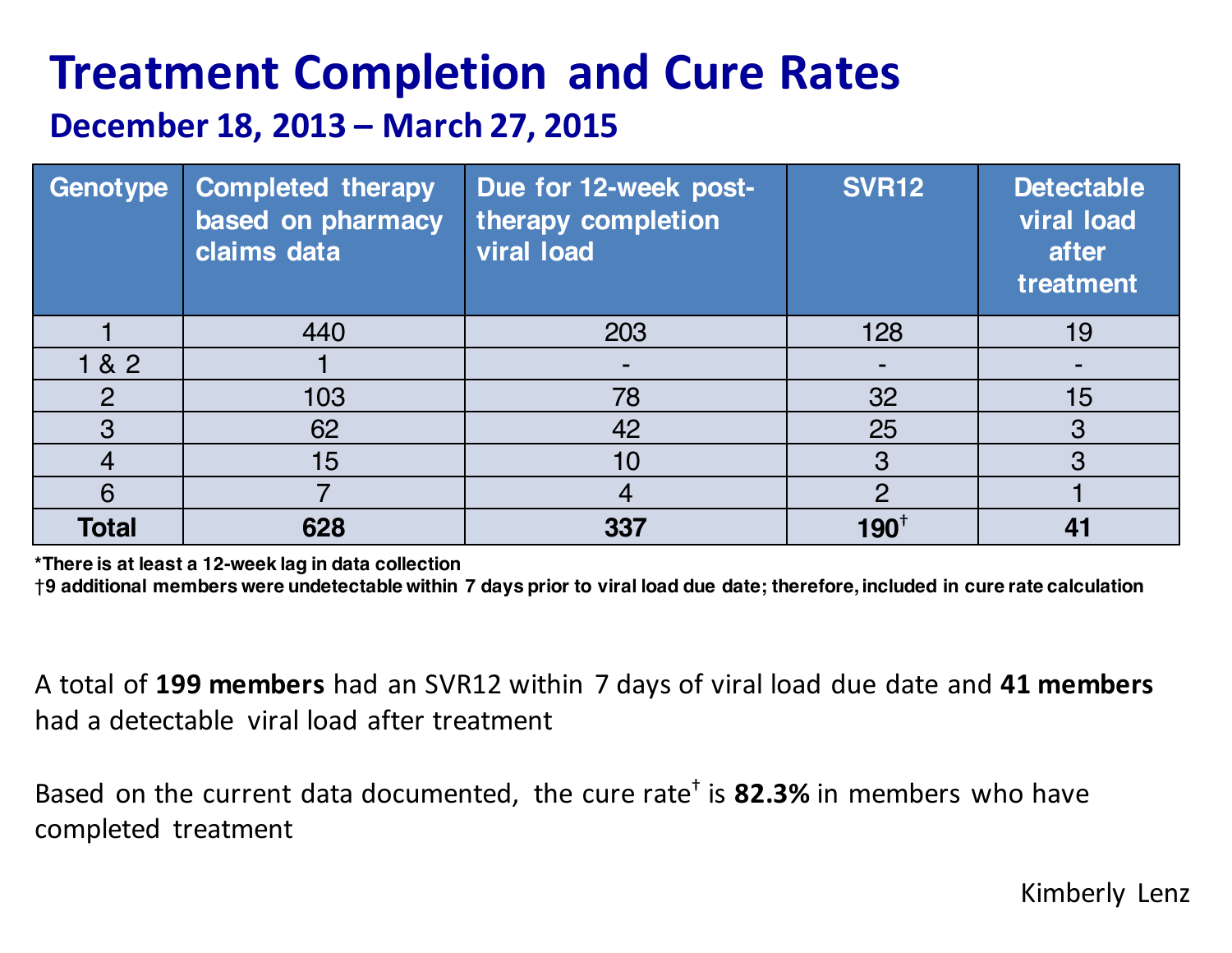# Treatment Completion and Cure Rates

## December 18, 2013 – March 27, 2015

| Genotype | Completed therapy based on pharmacy claims data | Due for 12-week post-therapy completion viral load | SVR12 | Detectable viral load after treatment |
|---|---|---|---|---|
| 1 | 440 | 203 | 128 | 19 |
| 1 & 2 | 1 | - | - | - |
| 2 | 103 | 78 | 32 | 15 |
| 3 | 62 | 42 | 25 | 3 |
| 4 | 15 | 10 | 3 | 3 |
| 6 | 7 | 4 | 2 | 1 |
| **Total** | **628** | **337** | **190**† | **41** |

**\*There is at least a 12-week lag in data collection**

**†9 additional members were undetectable within 7 days prior to viral load due date; therefore, included in cure rate calculation**

A total of **199 members** had an SVR12 within 7 days of viral load due date and **41 members** had a detectable viral load after treatment

Based on the current data documented, the cure rate† is **82.3%** in members who have completed treatment

Kimberly Lenz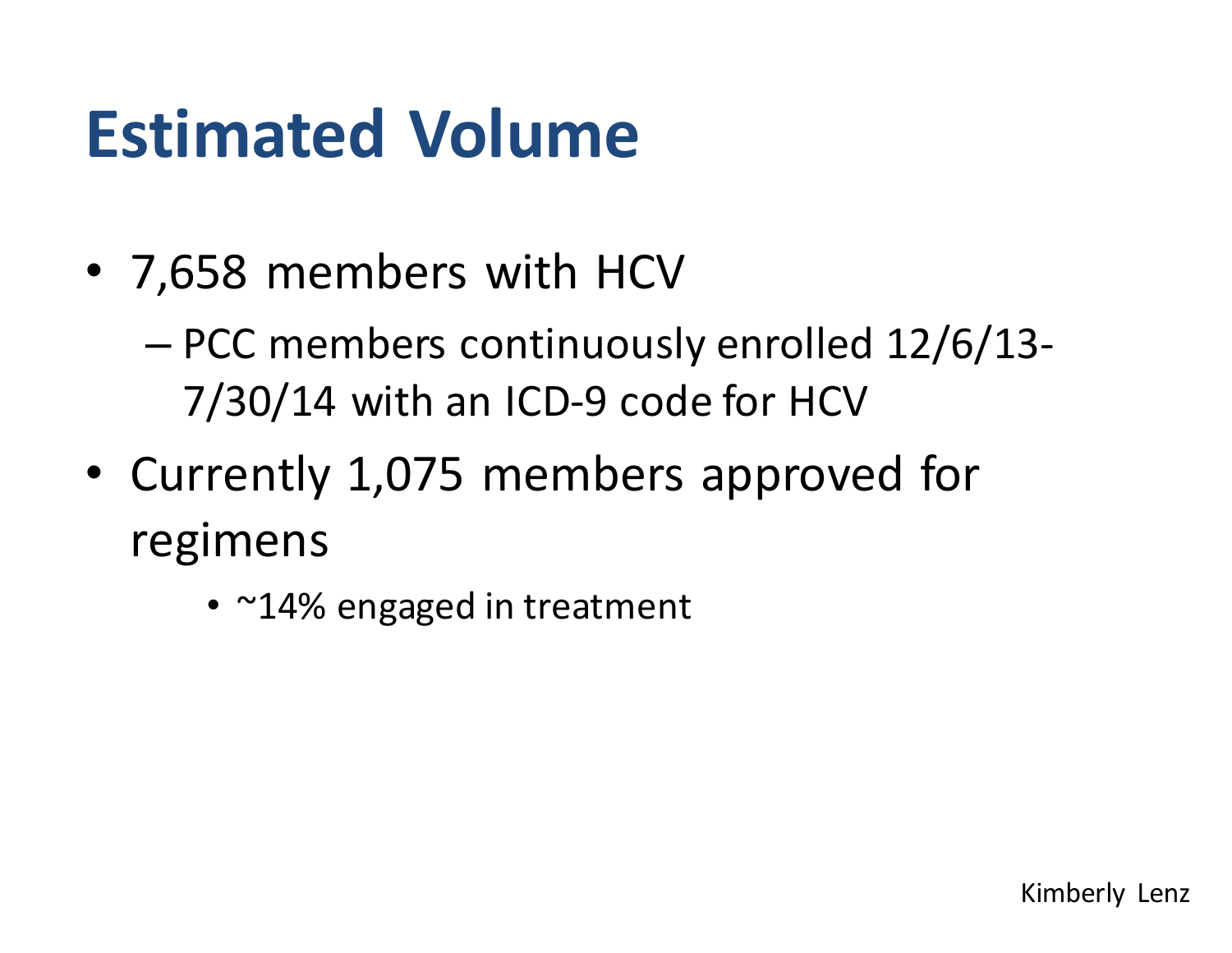# Estimated Volume

- 7,658 members with HCV
  - PCC members continuously enrolled 12/6/13-7/30/14 with an ICD-9 code for HCV
- Currently 1,075 members approved for regimens
    - ~14% engaged in treatment

Kimberly Lenz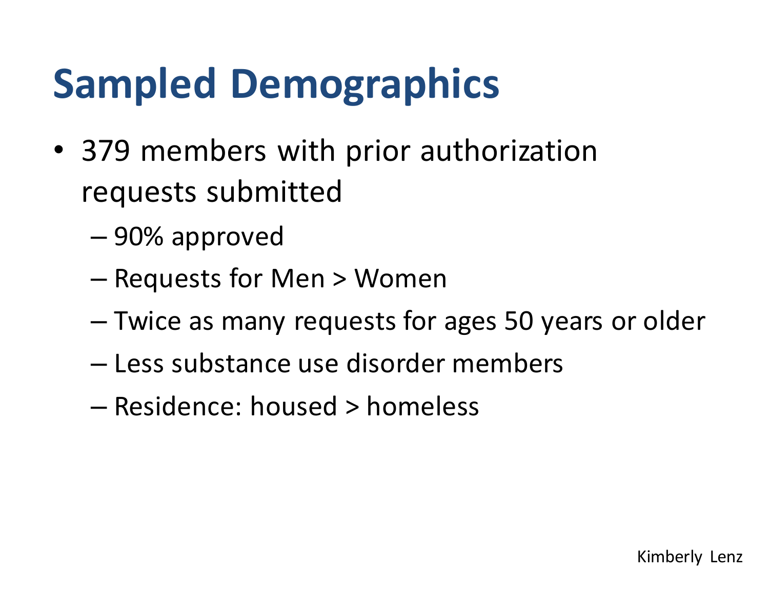# Sampled Demographics

- 379 members with prior authorization requests submitted
  - 90% approved
  - Requests for Men > Women
  - Twice as many requests for ages 50 years or older
  - Less substance use disorder members
  - Residence: housed > homeless

Kimberly Lenz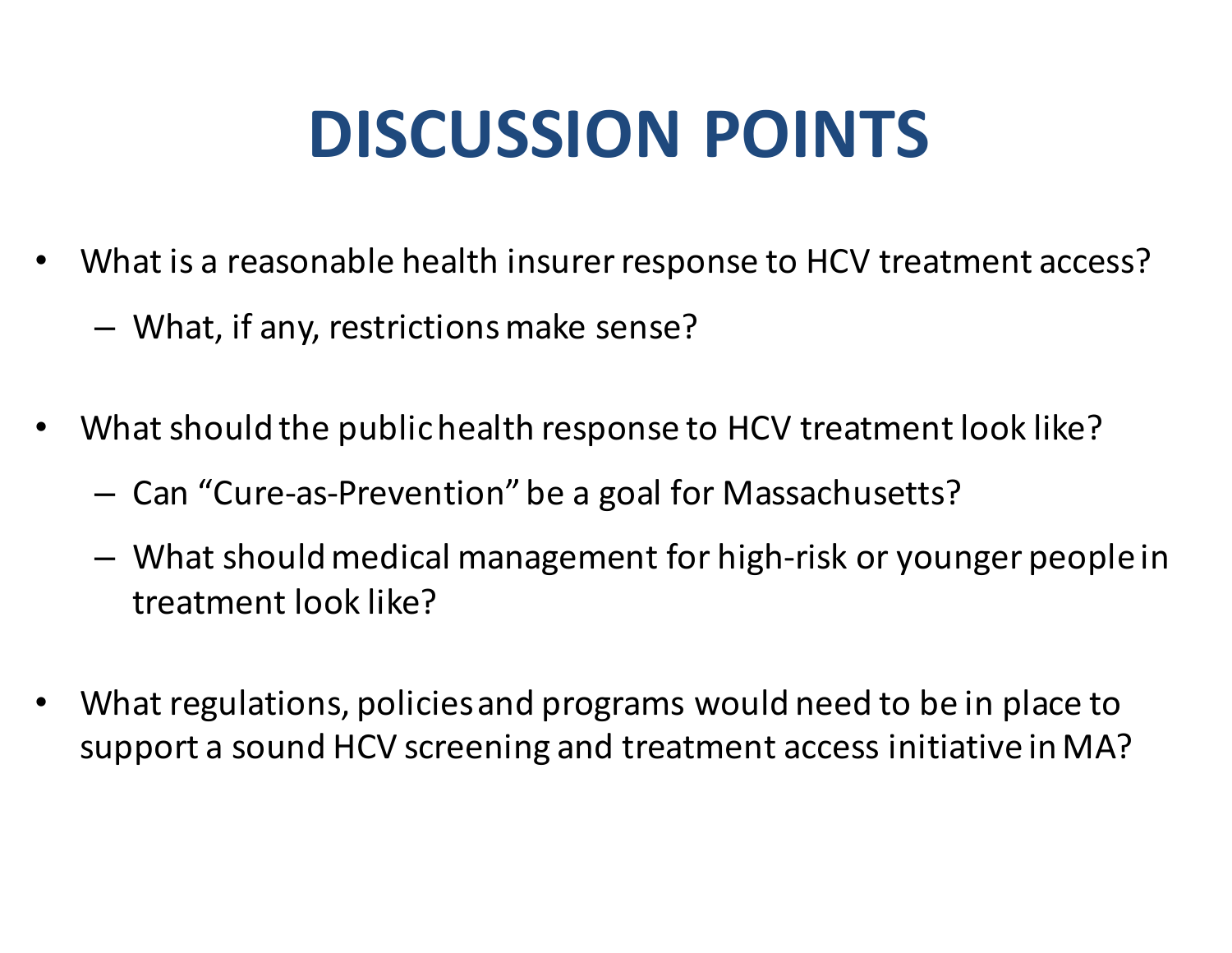# DISCUSSION POINTS

- What is a reasonable health insurer response to HCV treatment access?
  - What, if any, restrictions make sense?
- What should the public health response to HCV treatment look like?
  - Can "Cure-as-Prevention" be a goal for Massachusetts?
  - What should medical management for high-risk or younger people in treatment look like?
- What regulations, policies and programs would need to be in place to support a sound HCV screening and treatment access initiative in MA?